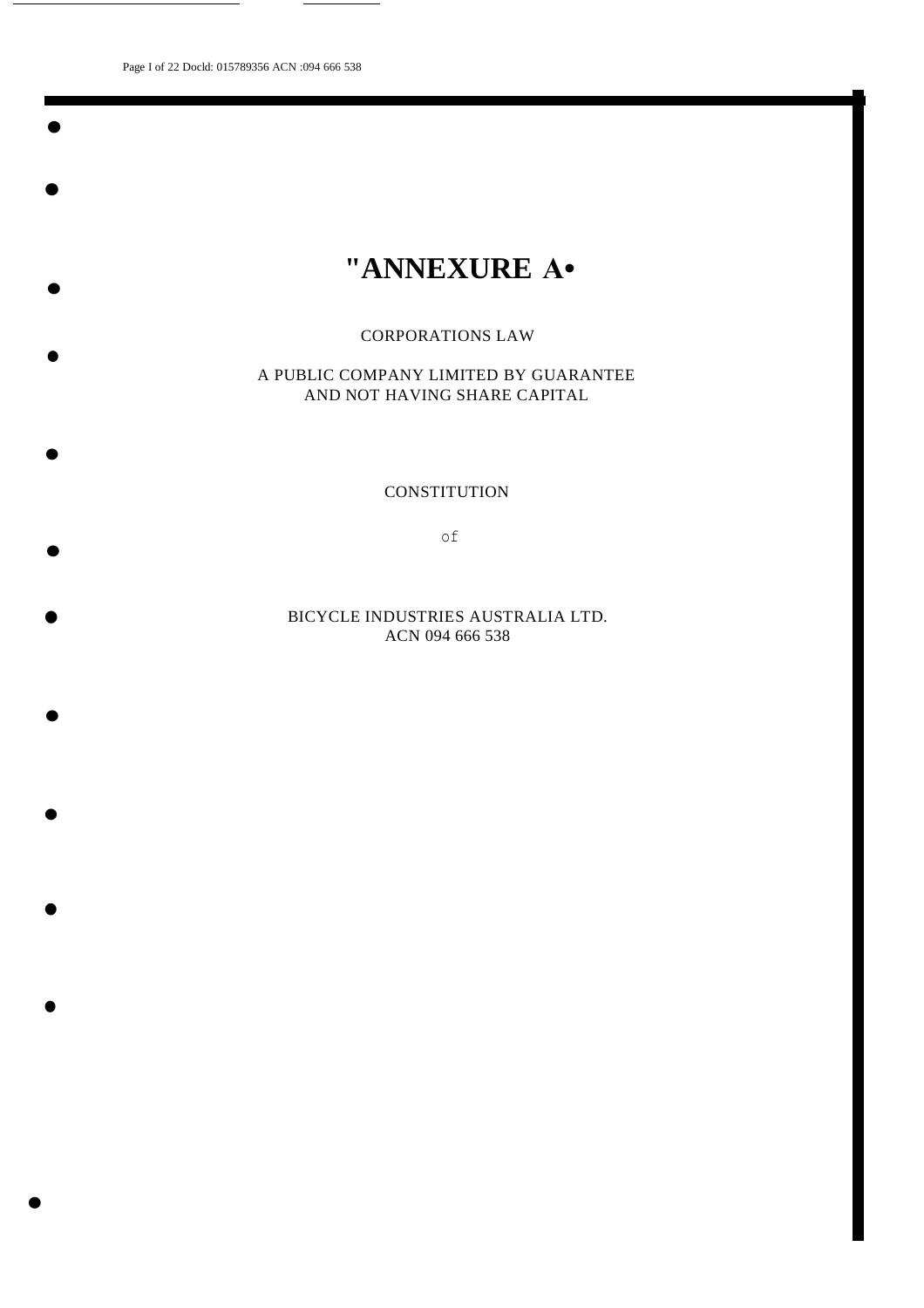# "ANNEXURE A•

CORPORATIONS LAW

A PUBLIC COMPANY LIMITED BY GUARANTEE
AND NOT HAVING SHARE CAPITAL

CONSTITUTION

of

BICYCLE INDUSTRIES AUSTRALIA LTD.
ACN 094 666 538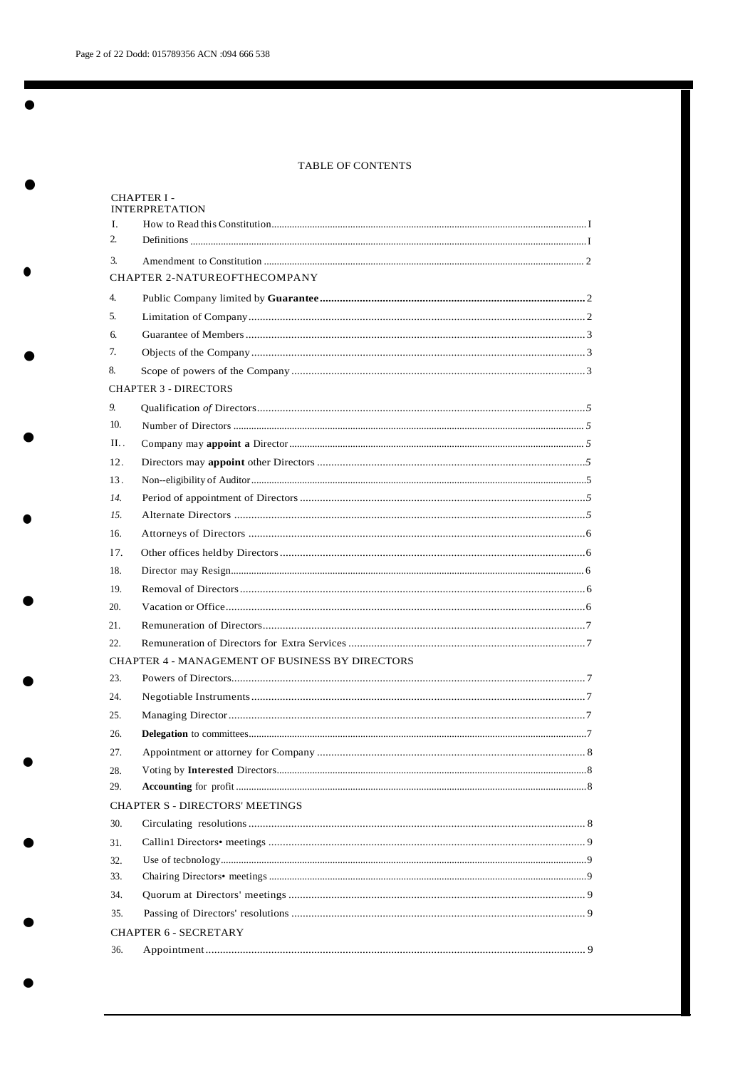TABLE OF CONTENTS

CHAPTER I - INTERPRETATION

| | | |
|---|---|---|
| I. | How to Read this Constitution | I |
| 2. | Definitions | I |
| 3. | Amendment to Constitution | 2 |

CHAPTER 2-NATUREOFTHECOMPANY

| | | |
|---|---|---|
| 4. | Public Company limited by **Guarantee** | 2 |
| 5. | Limitation of Company | 2 |
| 6. | Guarantee of Members | 3 |
| 7. | Objects of the Company | 3 |
| 8. | Scope of powers of the Company | 3 |

CHAPTER 3 - DIRECTORS

| | | |
|---|---|---|
| 9. | Qualification *of* Directors | *5* |
| 10. | Number of Directors | *5* |
| II. . | Company may **appoint a** Director | *5* |
| 12. | Directors may **appoint** other Directors | *5* |
| 13. | Non--eligibility of Auditor | 5 |
| *14.* | Period of appointment of Directors | *5* |
| *15.* | Alternate Directors | *5* |
| 16. | Attorneys of Directors | 6 |
| 17. | Other offices heldby Directors | 6 |
| 18. | Director may Resign | 6 |
| 19. | Removal of Directors | 6 |
| 20. | Vacation or Office | 6 |
| 21. | Remuneration of Directors | 7 |
| 22. | Remuneration of Directors for Extra Services | 7 |

CHAPTER 4 - MANAGEMENT OF BUSINESS BY DIRECTORS

| | | |
|---|---|---|
| 23. | Powers of Directors | 7 |
| 24. | Negotiable Instruments | 7 |
| 25. | Managing Director | 7 |
| 26. | **Delegation** to committees | 7 |
| 27. | Appointment or attorney for Company | 8 |
| 28. | Voting by **Interested** Directors | 8 |
| 29. | **Accounting** for profit | 8 |

CHAPTER S - DIRECTORS' MEETINGS

| | | |
|---|---|---|
| 30. | Circulating resolutions | 8 |
| 31. | Callin1 Directors• meetings | 9 |
| 32. | Use of tecbnology | 9 |
| 33. | Chairing Directors• meetings | 9 |
| 34. | Quorum at Directors' meetings | 9 |
| 35. | Passing of Directors' resolutions | 9 |

CHAPTER 6 - SECRETARY

| | | |
|---|---|---|
| 36. | Appointment | 9 |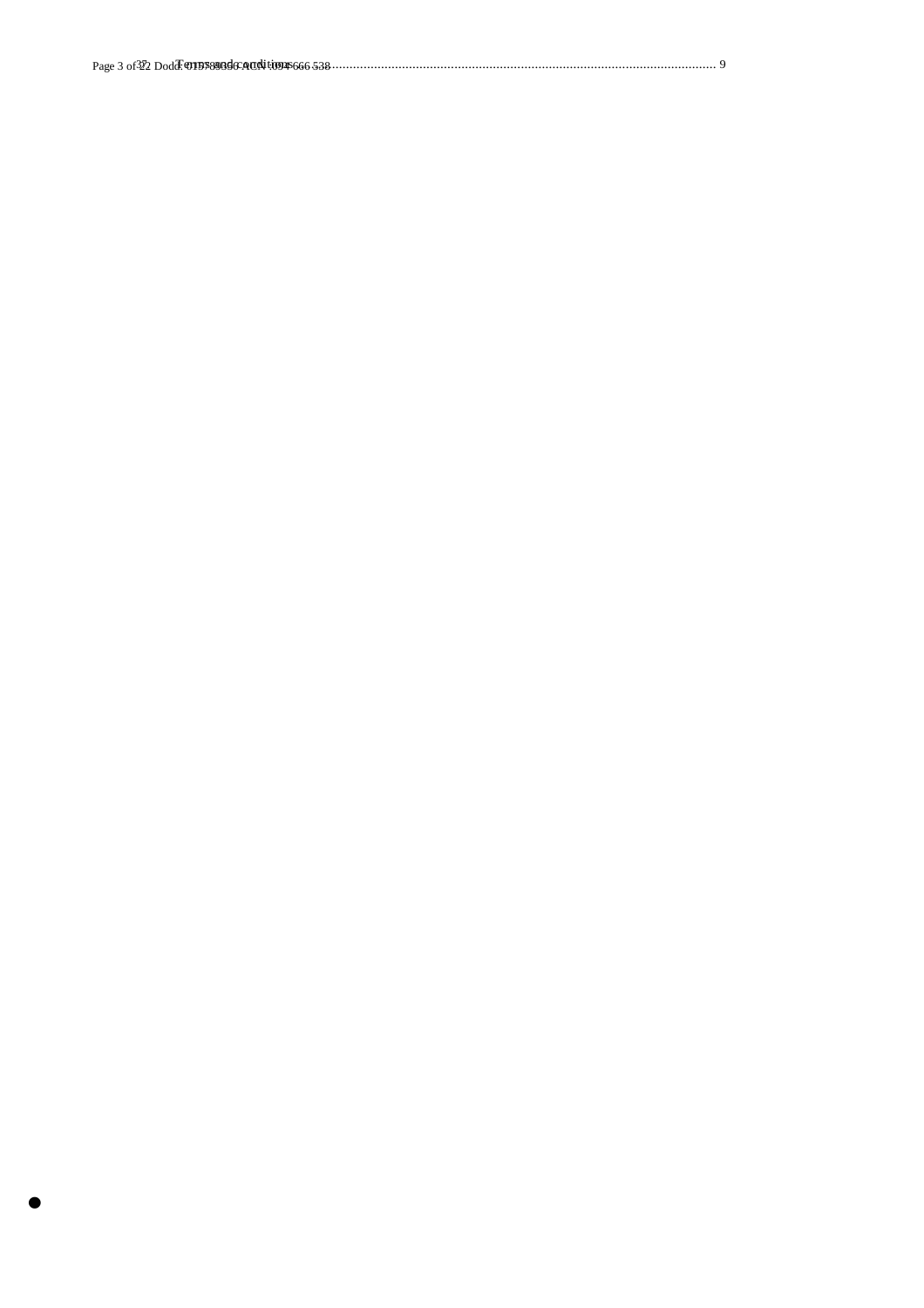Terms and conditions ................................................................................................................ 9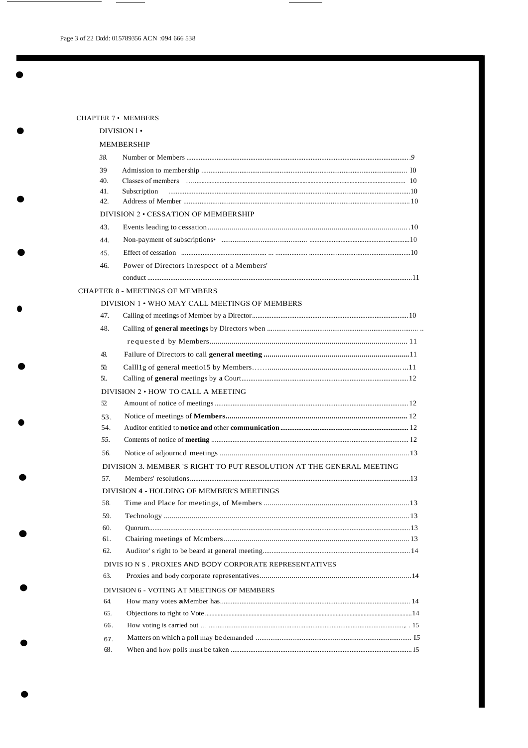CHAPTER 7 • MEMBERS

DIVISION l •

MEMBERSHIP

| | | |
|---|---|---|
| 38. | Number or Members | 9 |
| 39 | Admission to membership | 10 |
| 40. | Classes of members | 10 |
| 41. | Subscription | 10 |
| 42. | Address of Member | 10 |

DIVISION 2 • CESSATION OF MEMBERSHIP

| | | |
|---|---|---|
| 43. | Events leading to cessation | 10 |
| 44. | Non-payment of subscriptions• | 10 |
| 45. | Effect of cessation | 10 |
| 46. | Power of Directors in respect of a Members' conduct | 11 |

CHAPTER 8 - MEETINGS OF MEMBERS

DIVISION 1 • WHO MAY CALL MEETINGS OF MEMBERS

| | | |
|---|---|---|
| 47. | Calling of meetings of Member by a Director | 10 |
| 48. | Calling of **general meetings** by Directors wben requested by Members | 11 |
| 49. | Failure of Directors to call **general meeting** | 11 |
| 50. | Calll1g of general meetio15 by Members | 11 |
| 51. | Calling of **general** meetings by **a** Court | 12 |

DIVISION 2 • HOW TO CALL A MEETING

| | | |
|---|---|---|
| 52. | Amount of notice of meetings | 12 |
| 53. | Notice of meetings of **Members** | 12 |
| 54. | Auditor entitled to **notice and** other **communication** | 12 |
| 55. | Contents of notice of **meeting** | 12 |
| 56. | Notice of adjourncd meetings | 13 |

DIVISION 3. MEMBER 'S RIGHT TO PUT RESOLUTION AT THE GENERAL MEETING

| | | |
|---|---|---|
| 57. | Members' resolutions | 13 |

DIVISION **4** - HOLDING OF MEMBER'S MEETINGS

| | | |
|---|---|---|
| 58. | Time and Place for meetings, of Members | 13 |
| 59. | Technology | 13 |
| 60. | Quorum | 13 |
| 61. | Cbairing meetings of Mcmbers | 13 |
| 62. | Auditor' s right to be beard at general meeting | 14 |

DIVIS IO N S . PROXIES AND BODY CORPORATE REPRESENTATIVES

| | | |
|---|---|---|
| 63. | Proxies and body corporate representatives | 14 |

DIVISION 6 - VOTING AT MEETINGS OF MEMBERS

| | | |
|---|---|---|
| 64. | How many votes **a** Member has | 14 |
| 65. | Objections to right to Vote | 14 |
| 66. | How voting is carried out | 15 |
| 67. | Matters on which a poll may be demanded | I5 |
| 68. | When and how polls must be taken | 15 |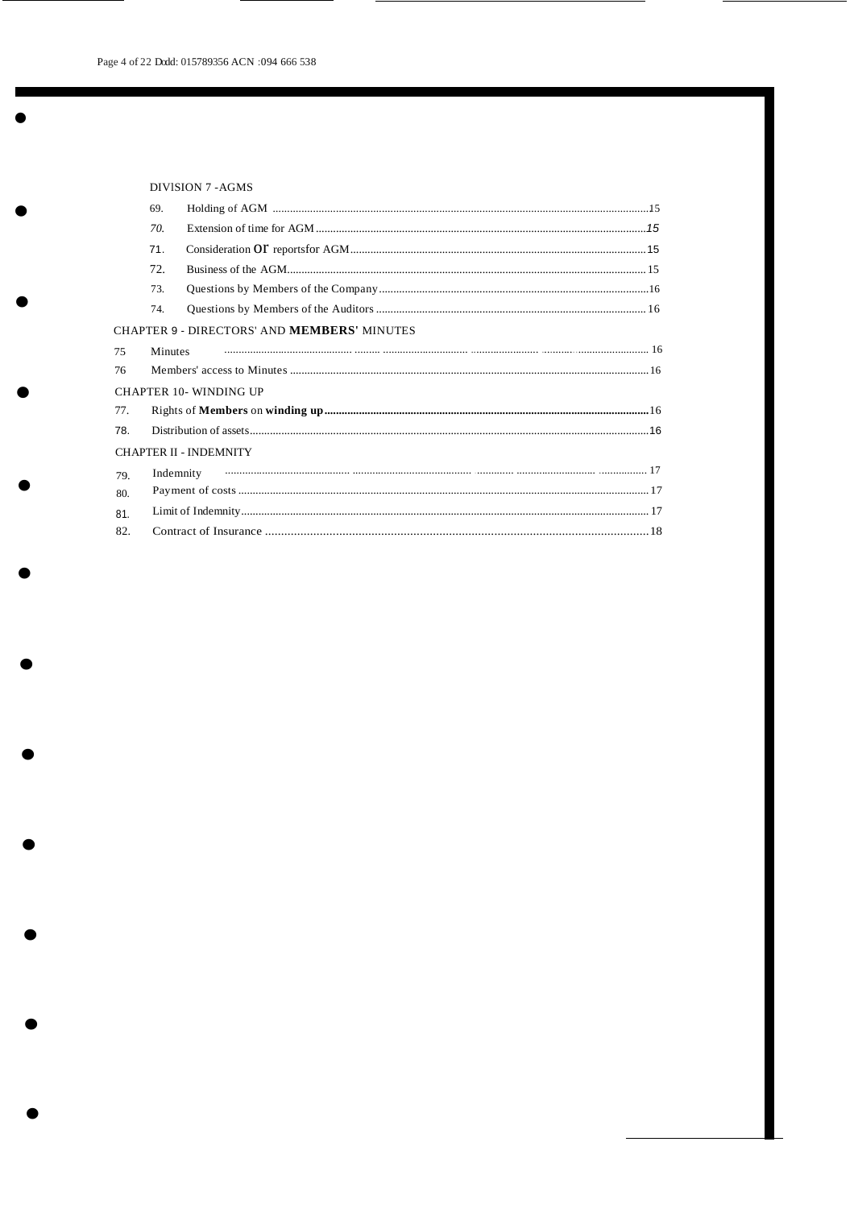DIVISION 7 -AGMS

| | | |
|---|---|---|
| 69. | Holding of AGM | 15 |
| 70. | Extension of time for AGM | 15 |
| 71. | Consideration or reportsfor AGM | 15 |
| 72. | Business of the AGM | 15 |
| 73. | Questions by Members of the Company | 16 |
| 74. | Questions by Members of the Auditors | 16 |

CHAPTER 9 - DIRECTORS' AND **MEMBERS'** MINUTES

| | | |
|---|---|---|
| 75 | Minutes | 16 |
| 76 | Members' access to Minutes | 16 |

CHAPTER 10- WINDING UP

| | | |
|---|---|---|
| 77. | Rights of **Members** on **winding up** | 16 |
| 78. | Distribution of assets | 16 |

CHAPTER II - INDEMNITY

| | | |
|---|---|---|
| 79. | Indemnity | 17 |
| 80. | Payment of costs | 17 |
| 81. | Limit of Indemnity | 17 |
| 82. | Contract of Insurance | 18 |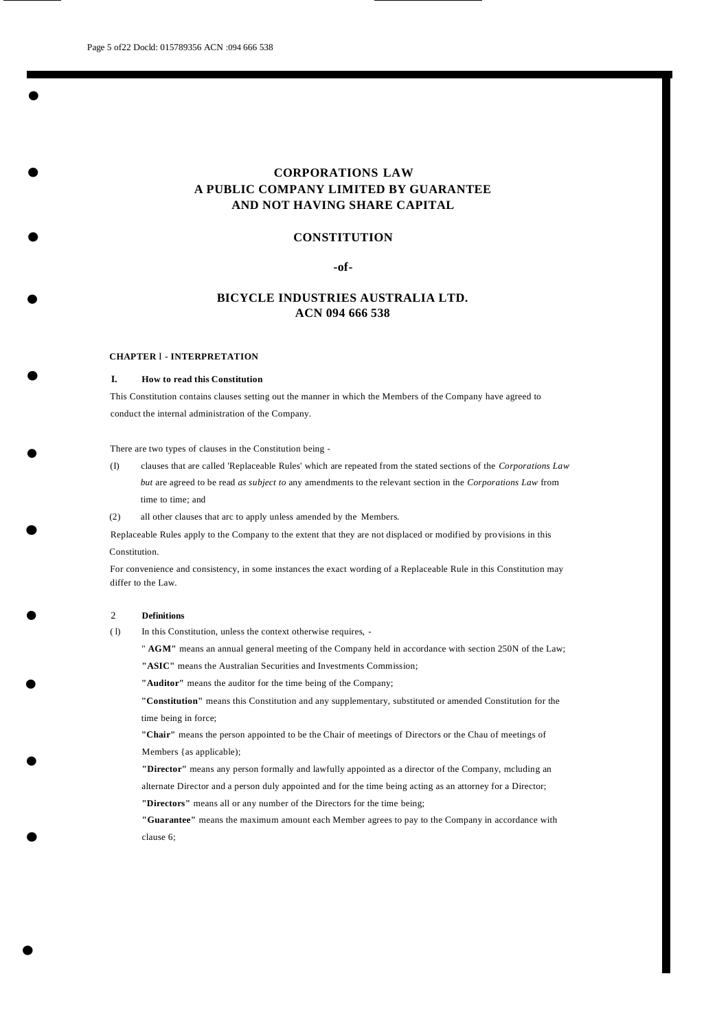# CORPORATIONS LAW
# A PUBLIC COMPANY LIMITED BY GUARANTEE
# AND NOT HAVING SHARE CAPITAL

## CONSTITUTION

**-of-**

## BICYCLE INDUSTRIES AUSTRALIA LTD.
## ACN 094 666 538

### CHAPTER 1 - INTERPRETATION

**1. How to read this Constitution**

This Constitution contains clauses setting out the manner in which the Members of the Company have agreed to conduct the internal administration of the Company.

There are two types of clauses in the Constitution being -

(1) clauses that are called 'Replaceable Rules' which are repeated from the stated sections of the *Corporations Law* *but* are agreed to be read *as subject to* any amendments to the relevant section in the *Corporations Law* from time to time; and

(2) all other clauses that arc to apply unless amended by the Members.

Replaceable Rules apply to the Company to the extent that they are not displaced or modified by provisions in this Constitution.

For convenience and consistency, in some instances the exact wording of a Replaceable Rule in this Constitution may differ to the Law.

**2 Definitions**

(1) In this Constitution, unless the context otherwise requires, -

"**AGM**" means an annual general meeting of the Company held in accordance with section 250N of the Law;

"**ASIC**" means the Australian Securities and Investments Commission;

"**Auditor**" means the auditor for the time being of the Company;

"**Constitution**" means this Constitution and any supplementary, substituted or amended Constitution for the time being in force;

"**Chair**" means the person appointed to be the Chair of meetings of Directors or the Chau of meetings of Members {as applicable);

"**Director**" means any person formally and lawfully appointed as a director of the Company, mcluding an alternate Director and a person duly appointed and for the time being acting as an attorney for a Director;

"**Directors**" means all or any number of the Directors for the time being;

"**Guarantee**" means the maximum amount each Member agrees to pay to the Company in accordance with clause 6;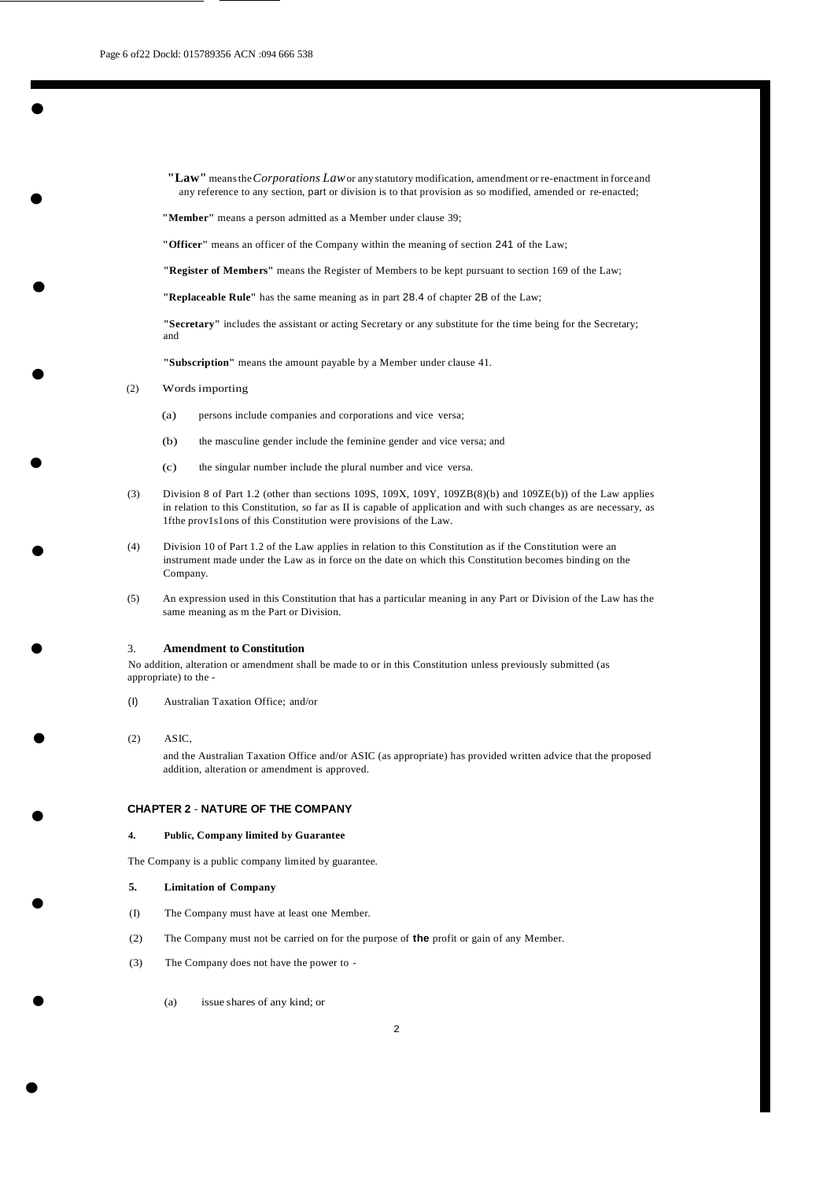**"Law"** means the *Corporations Law* or any statutory modification, amendment or re-enactment in force and any reference to any section, part or division is to that provision as so modified, amended or re-enacted;

**"Member"** means a person admitted as a Member under clause 39;

**"Officer"** means an officer of the Company within the meaning of section 241 of the Law;

**"Register of Members"** means the Register of Members to be kept pursuant to section 169 of the Law;

**"Replaceable Rule"** has the same meaning as in part 28.4 of chapter 2B of the Law;

**"Secretary"** includes the assistant or acting Secretary or any substitute for the time being for the Secretary; and

**"Subscription"** means the amount payable by a Member under clause 41.

(2) Words importing

- (a) persons include companies and corporations and vice versa;
- (b) the masculine gender include the feminine gender and vice versa; and
- (c) the singular number include the plural number and vice versa.

(3) Division 8 of Part 1.2 (other than sections 109S, 109X, 109Y, 109ZB(8)(b) and 109ZE(b)) of the Law applies in relation to this Constitution, so far as II is capable of application and with such changes as are necessary, as 1fthe prov1s1ons of this Constitution were provisions of the Law.

(4) Division 10 of Part 1.2 of the Law applies in relation to this Constitution as if the Constitution were an instrument made under the Law as in force on the date on which this Constitution becomes binding on the Company.

(5) An expression used in this Constitution that has a particular meaning in any Part or Division of the Law has the same meaning as m the Part or Division.

### 3. Amendment to Constitution

No addition, alteration or amendment shall be made to or in this Constitution unless previously submitted (as appropriate) to the -

(l) Australian Taxation Office; and/or

(2) ASIC,

and the Australian Taxation Office and/or ASIC (as appropriate) has provided written advice that the proposed addition, alteration or amendment is approved.

## CHAPTER 2 - NATURE OF THE COMPANY

### 4. Public, Company limited by Guarantee

The Company is a public company limited by guarantee.

### 5. Limitation of Company

(I) The Company must have at least one Member.

(2) The Company must not be carried on for the purpose of **the** profit or gain of any Member.

(3) The Company does not have the power to -

- (a) issue shares of any kind; or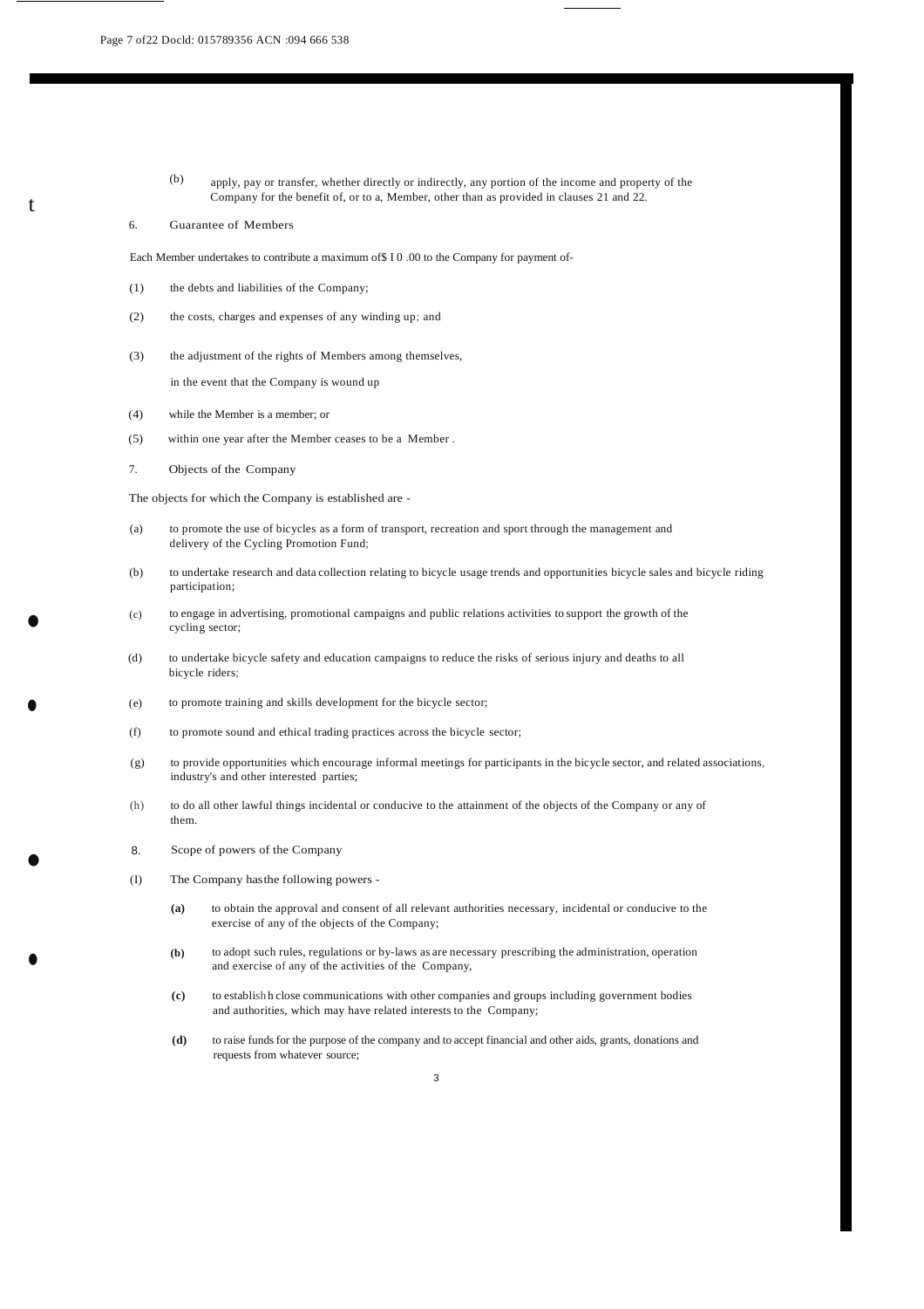(b) apply, pay or transfer, whether directly or indirectly, any portion of the income and property of the Company for the benefit of, or to a, Member, other than as provided in clauses 21 and 22.

## 6. Guarantee of Members

Each Member undertakes to contribute a maximum of$ I 0 .00 to the Company for payment of-

(1) the debts and liabilities of the Company;

(2) the costs, charges and expenses of any winding up; and

(3) the adjustment of the rights of Members among themselves,

in the event that the Company is wound up

(4) while the Member is a member; or

(5) within one year after the Member ceases to be a Member .

## 7. Objects of the Company

The objects for which the Company is established are -

(a) to promote the use of bicycles as a form of transport, recreation and sport through the management and delivery of the Cycling Promotion Fund;

(b) to undertake research and data collection relating to bicycle usage trends and opportunities bicycle sales and bicycle riding participation;

(c) to engage in advertising, promotional campaigns and public relations activities to support the growth of the cycling sector;

(d) to undertake bicycle safety and education campaigns to reduce the risks of serious injury and deaths to all bicycle riders;

(e) to promote training and skills development for the bicycle sector;

(f) to promote sound and ethical trading practices across the bicycle sector;

(g) to provide opportunities which encourage informal meetings for participants in the bicycle sector, and related associations, industry's and other interested parties;

(h) to do all other lawful things incidental or conducive to the attainment of the objects of the Company or any of them.

## 8. Scope of powers of the Company

(I) The Company hasthe following powers -

**(a)** to obtain the approval and consent of all relevant authorities necessary, incidental or conducive to the exercise of any of the objects of the Company;

**(b)** to adopt such rules, regulations or by-laws as are necessary prescribing the administration, operation and exercise of any of the activities of the Company,

**(c)** to establishh close communications with other companies and groups including government bodies and authorities, which may have related interests to the Company;

**(d)** to raise funds for the purpose of the company and to accept financial and other aids, grants, donations and requests from whatever source;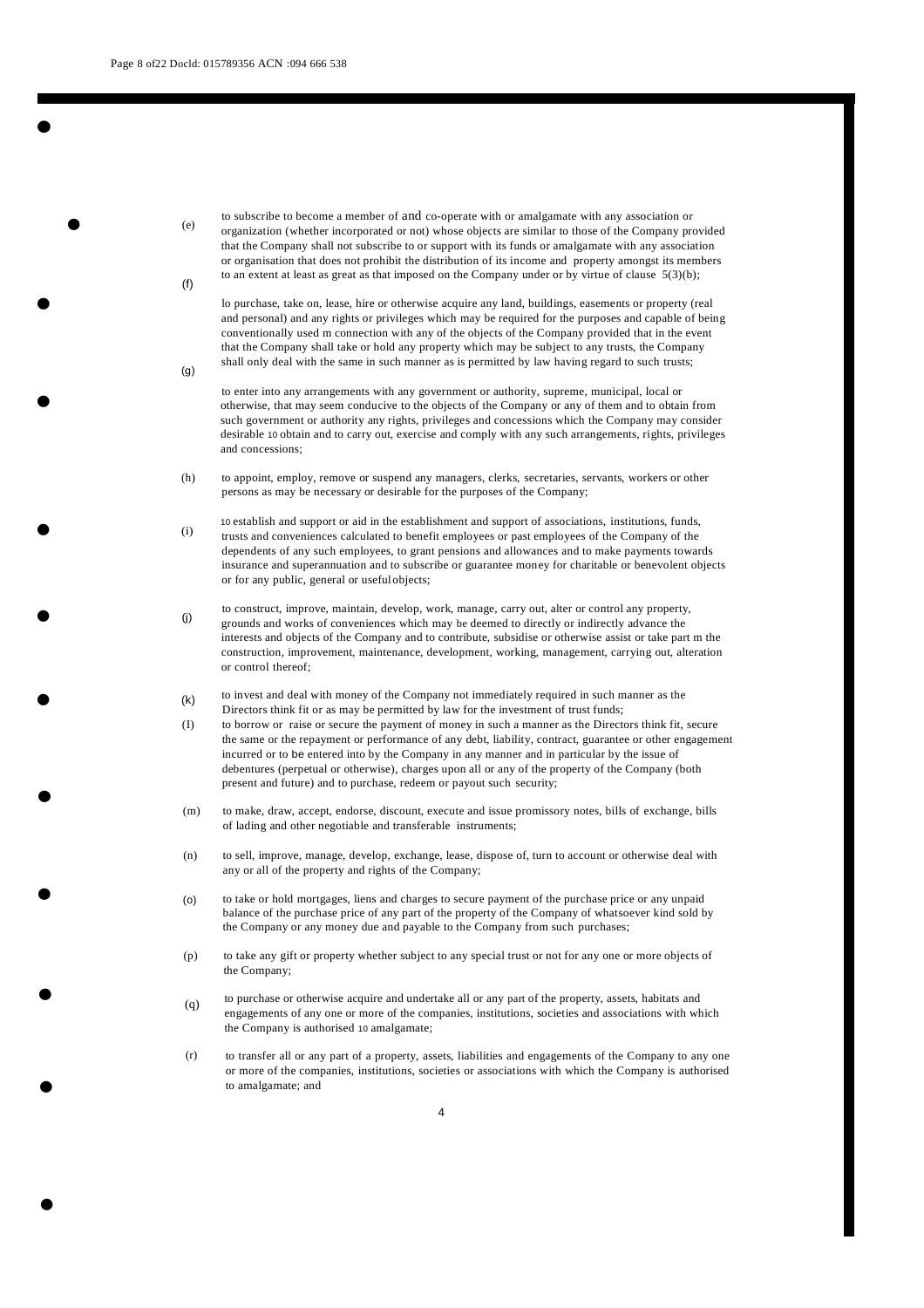(e) to subscribe to become a member of and co-operate with or amalgamate with any association or organization (whether incorporated or not) whose objects are similar to those of the Company provided that the Company shall not subscribe to or support with its funds or amalgamate with any association or organisation that does not prohibit the distribution of its income and property amongst its members to an extent at least as great as that imposed on the Company under or by virtue of clause 5(3)(b);

(f) lo purchase, take on, lease, hire or otherwise acquire any land, buildings, easements or property (real and personal) and any rights or privileges which may be required for the purposes and capable of being conventionally used m connection with any of the objects of the Company provided that in the event that the Company shall take or hold any property which may be subject to any trusts, the Company shall only deal with the same in such manner as is permitted by law having regard to such trusts;

(g) to enter into any arrangements with any government or authority, supreme, municipal, local or otherwise, that may seem conducive to the objects of the Company or any of them and to obtain from such government or authority any rights, privileges and concessions which the Company may consider desirable 10 obtain and to carry out, exercise and comply with any such arrangements, rights, privileges and concessions;

(h) to appoint, employ, remove or suspend any managers, clerks, secretaries, servants, workers or other persons as may be necessary or desirable for the purposes of the Company;

(i) 10 establish and support or aid in the establishment and support of associations, institutions, funds, trusts and conveniences calculated to benefit employees or past employees of the Company of the dependents of any such employees, to grant pensions and allowances and to make payments towards insurance and superannuation and to subscribe or guarantee money for charitable or benevolent objects or for any public, general or useful objects;

(j) to construct, improve, maintain, develop, work, manage, carry out, alter or control any property, grounds and works of conveniences which may be deemed to directly or indirectly advance the interests and objects of the Company and to contribute, subsidise or otherwise assist or take part m the construction, improvement, maintenance, development, working, management, carrying out, alteration or control thereof;

(k) to invest and deal with money of the Company not immediately required in such manner as the Directors think fit or as may be permitted by law for the investment of trust funds;

(I) to borrow or raise or secure the payment of money in such a manner as the Directors think fit, secure the same or the repayment or performance of any debt, liability, contract, guarantee or other engagement incurred or to be entered into by the Company in any manner and in particular by the issue of debentures (perpetual or otherwise), charges upon all or any of the property of the Company (both present and future) and to purchase, redeem or payout such security;

(m) to make, draw, accept, endorse, discount, execute and issue promissory notes, bills of exchange, bills of lading and other negotiable and transferable instruments;

(n) to sell, improve, manage, develop, exchange, lease, dispose of, turn to account or otherwise deal with any or all of the property and rights of the Company;

(o) to take or hold mortgages, liens and charges to secure payment of the purchase price or any unpaid balance of the purchase price of any part of the property of the Company of whatsoever kind sold by the Company or any money due and payable to the Company from such purchases;

(p) to take any gift or property whether subject to any special trust or not for any one or more objects of the Company;

(q) to purchase or otherwise acquire and undertake all or any part of the property, assets, habitats and engagements of any one or more of the companies, institutions, societies and associations with which the Company is authorised 10 amalgamate;

(r) to transfer all or any part of a property, assets, liabilities and engagements of the Company to any one or more of the companies, institutions, societies or associations with which the Company is authorised to amalgamate; and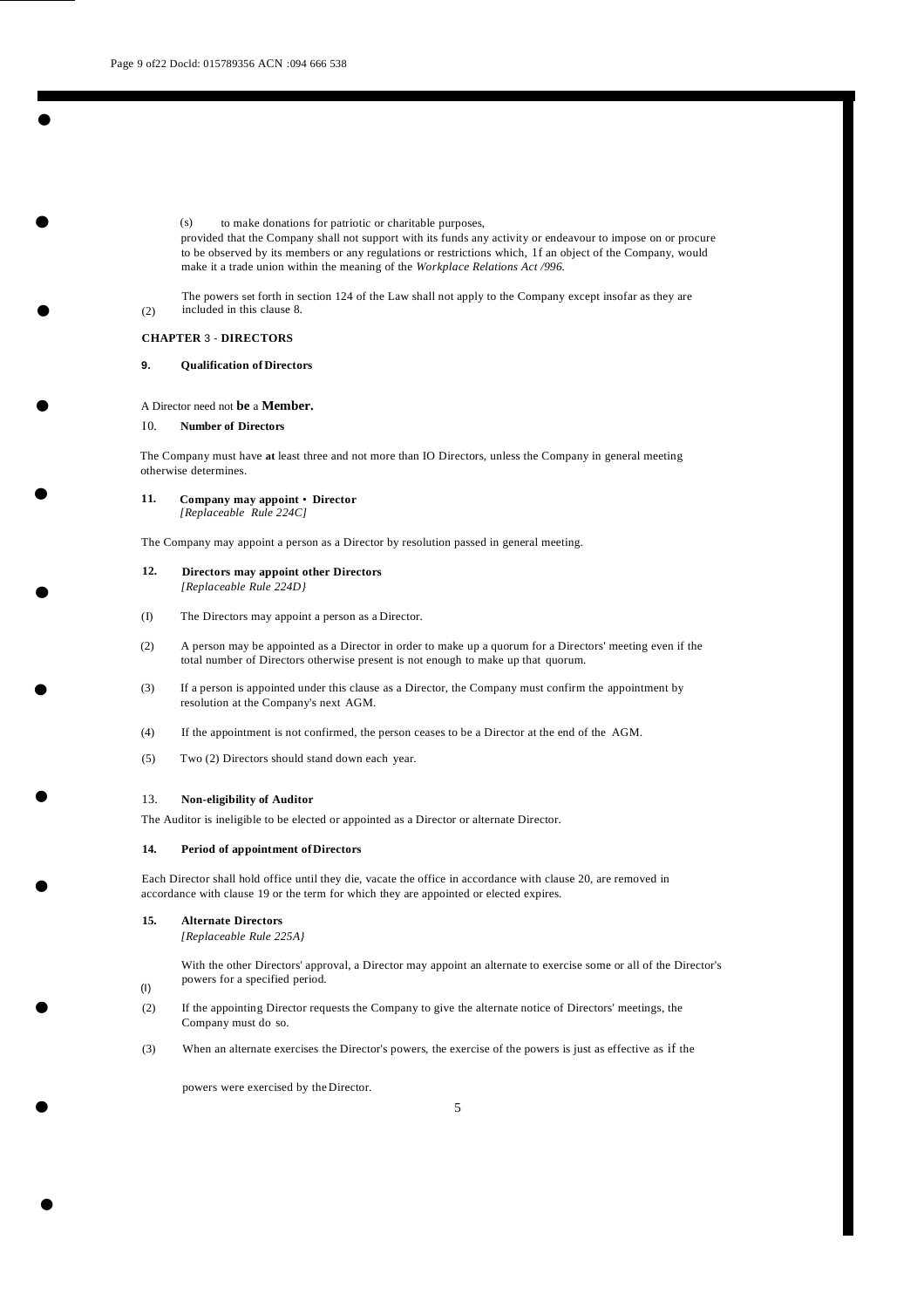(s) to make donations for patriotic or charitable purposes,

provided that the Company shall not support with its funds any activity or endeavour to impose on or procure to be observed by its members or any regulations or restrictions which, 1f an object of the Company, would make it a trade union within the meaning of the *Workplace Relations Act /996.*

(2) The powers set forth in section 124 of the Law shall not apply to the Company except insofar as they are included in this clause 8.

## CHAPTER 3 - DIRECTORS

### 9. Qualification of Directors

A Director need not **be** a **Member.**

### 10. Number of Directors

The Company must have **at** least three and not more than IO Directors, unless the Company in general meeting otherwise determines.

### 11. Company may appoint • Director

*[Replaceable Rule 224C]*

The Company may appoint a person as a Director by resolution passed in general meeting.

### 12. Directors may appoint other Directors

*[Replaceable Rule 224D}*

(I) The Directors may appoint a person as a Director.

(2) A person may be appointed as a Director in order to make up a quorum for a Directors' meeting even if the total number of Directors otherwise present is not enough to make up that quorum.

(3) If a person is appointed under this clause as a Director, the Company must confirm the appointment by resolution at the Company's next AGM.

(4) If the appointment is not confirmed, the person ceases to be a Director at the end of the AGM.

(5) Two (2) Directors should stand down each year.

### 13. Non-eligibility of Auditor

The Auditor is ineligible to be elected or appointed as a Director or alternate Director.

### 14. Period of appointment of Directors

Each Director shall hold office until they die, vacate the office in accordance with clause 20, are removed in accordance with clause 19 or the term for which they are appointed or elected expires.

### 15. Alternate Directors

*[Replaceable Rule 225A}*

(I) With the other Directors' approval, a Director may appoint an alternate to exercise some or all of the Director's powers for a specified period.

(2) If the appointing Director requests the Company to give the alternate notice of Directors' meetings, the Company must do so.

(3) When an alternate exercises the Director's powers, the exercise of the powers is just as effective as if the powers were exercised by the Director.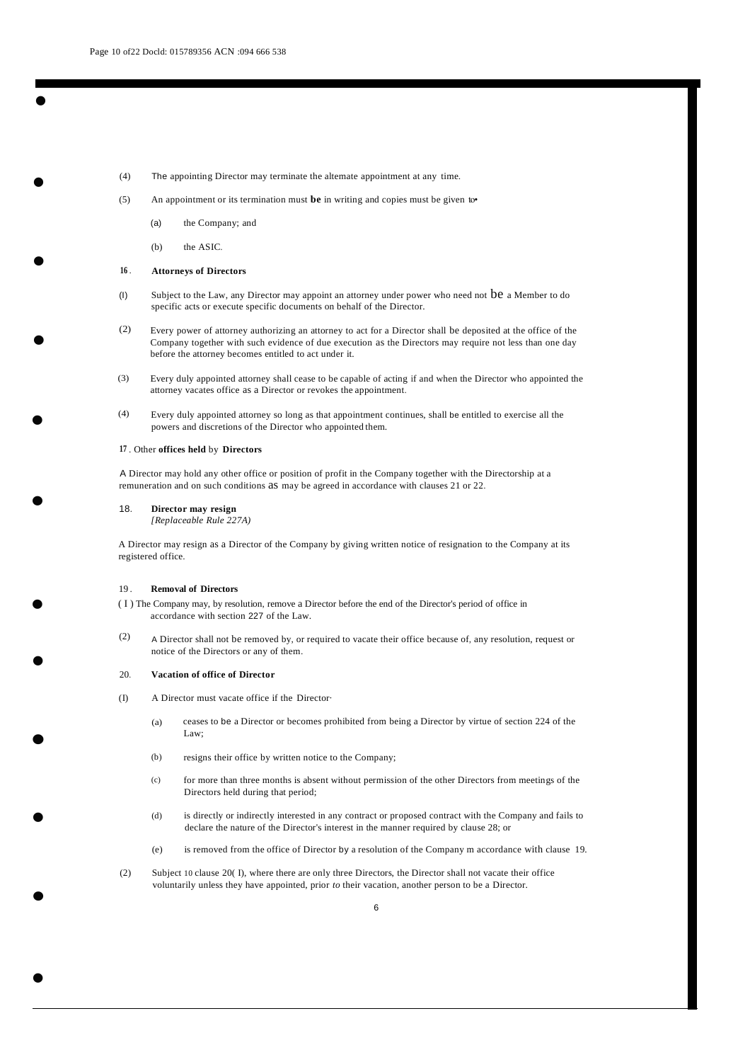(4) The appointing Director may terminate the alternate appointment at any time.

(5) An appointment or its termination must **be** in writing and copies must be given to•

(a) the Company; and

(b) the ASIC.

### 16. Attorneys of Directors

(l) Subject to the Law, any Director may appoint an attorney under power who need not be a Member to do specific acts or execute specific documents on behalf of the Director.

(2) Every power of attorney authorizing an attorney to act for a Director shall be deposited at the office of the Company together with such evidence of due execution as the Directors may require not less than one day before the attorney becomes entitled to act under it.

(3) Every duly appointed attorney shall cease to be capable of acting if and when the Director who appointed the attorney vacates office as a Director or revokes the appointment.

(4) Every duly appointed attorney so long as that appointment continues, shall be entitled to exercise all the powers and discretions of the Director who appointed them.

### 17. Other offices held by Directors

A Director may hold any other office or position of profit in the Company together with the Directorship at a remuneration and on such conditions as may be agreed in accordance with clauses 21 or 22.

### 18. Director may resign

*[Replaceable Rule 227A)*

A Director may resign as a Director of the Company by giving written notice of resignation to the Company at its registered office.

### 19. Removal of Directors

(I) The Company may, by resolution, remove a Director before the end of the Director's period of office in accordance with section 227 of the Law.

(2) A Director shall not be removed by, or required to vacate their office because of, any resolution, request or notice of the Directors or any of them.

### 20. Vacation of office of Director

(I) A Director must vacate office if the Director·

(a) ceases to be a Director or becomes prohibited from being a Director by virtue of section 224 of the Law;

(b) resigns their office by written notice to the Company;

(c) for more than three months is absent without permission of the other Directors from meetings of the Directors held during that period;

(d) is directly or indirectly interested in any contract or proposed contract with the Company and fails to declare the nature of the Director's interest in the manner required by clause 28; or

(e) is removed from the office of Director by a resolution of the Company m accordance with clause 19.

(2) Subject 10 clause 20( I), where there are only three Directors, the Director shall not vacate their office voluntarily unless they have appointed, prior *to* their vacation, another person to be a Director.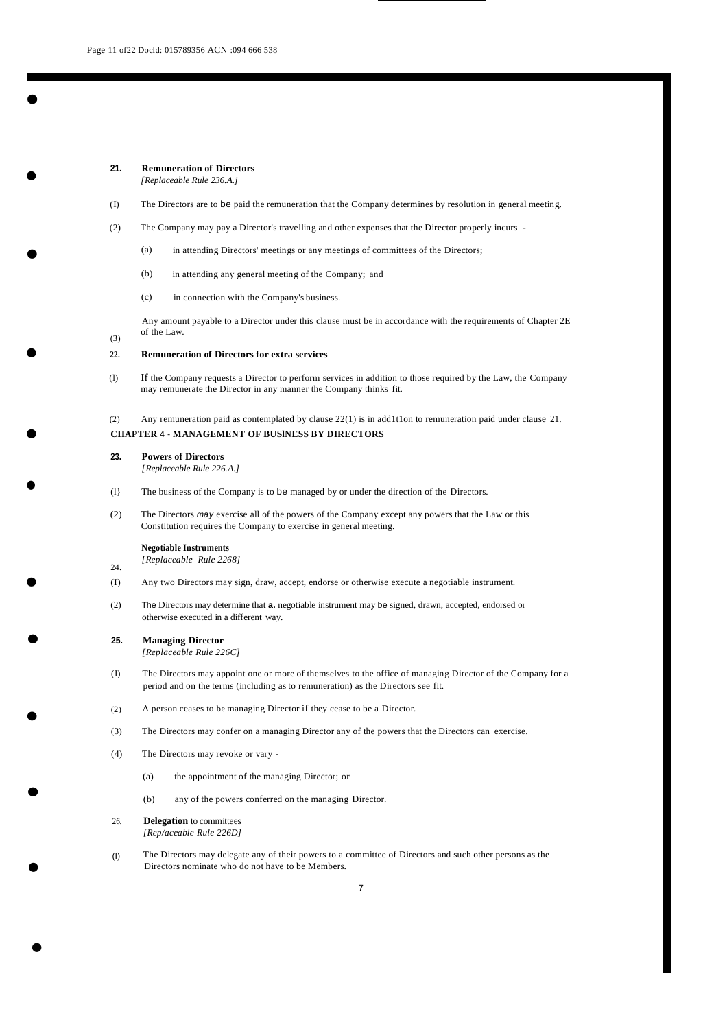## 21. Remuneration of Directors

*[Replaceable Rule 236.A.j*

(1) The Directors are to be paid the remuneration that the Company determines by resolution in general meeting.

(2) The Company may pay a Director's travelling and other expenses that the Director properly incurs -

(a) in attending Directors' meetings or any meetings of committees of the Directors;

(b) in attending any general meeting of the Company; and

(c) in connection with the Company's business.

(3) Any amount payable to a Director under this clause must be in accordance with the requirements of Chapter 2E of the Law.

## 22. Remuneration of Directors for extra services

(1) If the Company requests a Director to perform services in addition to those required by the Law, the Company may remunerate the Director in any manner the Company thinks fit.

(2) Any remuneration paid as contemplated by clause 22(1) is in add1t1on to remuneration paid under clause 21.

# CHAPTER 4 - MANAGEMENT OF BUSINESS BY DIRECTORS

## 23. Powers of Directors

*[Replaceable Rule 226.A.]*

(1) The business of the Company is to be managed by or under the direction of the Directors.

(2) The Directors *may* exercise all of the powers of the Company except any powers that the Law or this Constitution requires the Company to exercise in general meeting.

## 24. Negotiable Instruments

*[Replaceable Rule 2268]*

(1) Any two Directors may sign, draw, accept, endorse or otherwise execute a negotiable instrument.

(2) The Directors may determine that **a.** negotiable instrument may be signed, drawn, accepted, endorsed or otherwise executed in a different way.

## 25. Managing Director

*[Replaceable Rule 226C]*

(1) The Directors may appoint one or more of themselves to the office of managing Director of the Company for a period and on the terms (including as to remuneration) as the Directors see fit.

(2) A person ceases to be managing Director if they cease to be a Director.

(3) The Directors may confer on a managing Director any of the powers that the Directors can exercise.

(4) The Directors may revoke or vary -

(a) the appointment of the managing Director; or

(b) any of the powers conferred on the managing Director.

## 26. Delegation to committees

*[Rep/aceable Rule 226D]*

(1) The Directors may delegate any of their powers to a committee of Directors and such other persons as the Directors nominate who do not have to be Members.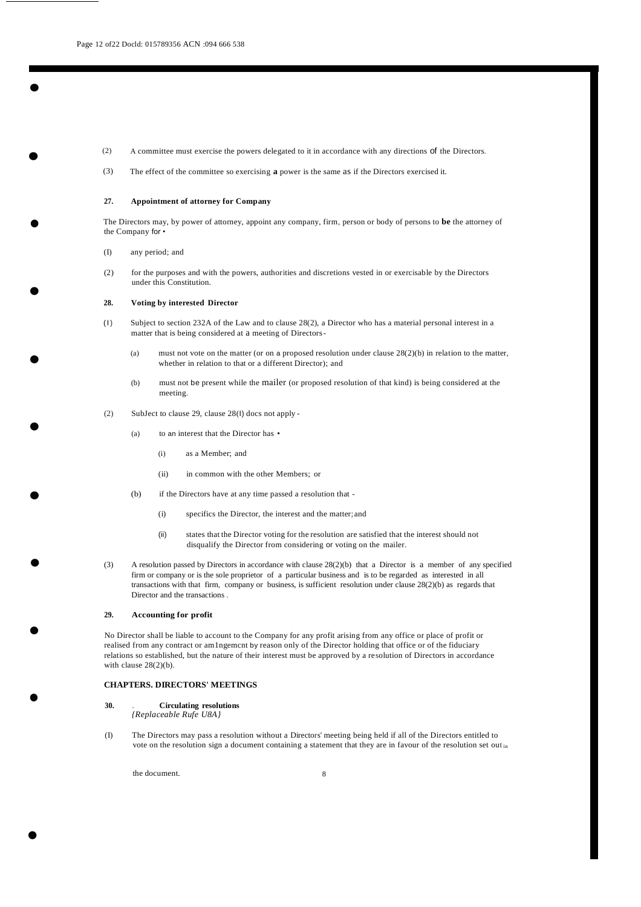(2) A committee must exercise the powers delegated to it in accordance with any directions of the Directors.

(3) The effect of the committee so exercising **a** power is the same as if the Directors exercised it.

**27. Appointment of attorney for Company**

The Directors may, by power of attorney, appoint any company, firm, person or body of persons to **be** the attorney of the Company for •

(I) any period; and

(2) for the purposes and with the powers, authorities and discretions vested in or exercisable by the Directors under this Constitution.

**28. Voting by interested Director**

(I) Subject to section 232A of the Law and to clause 28(2), a Director who has a material personal interest in a matter that is being considered at a meeting of Directors -

(a) must not vote on the matter (or on a proposed resolution under clause 28(2)(b) in relation to the matter, whether in relation to that or a different Director); and

(b) must not be present while the mailer (or proposed resolution of that kind) is being considered at the meeting.

(2) SubJect to clause 29, clause 28(l) docs not apply -

(a) to an interest that the Director has •

(i) as a Member; and

(ii) in common with the other Members; or

(b) if the Directors have at any time passed a resolution that -

(i) specifics the Director, the interest and the matter; and

(ii) states that the Director voting for the resolution are satisfied that the interest should not disqualify the Director from considering or voting on the mailer.

(3) A resolution passed by Directors in accordance with clause 28(2)(b) that a Director is a member of any specified firm or company or is the sole proprietor of a particular business and is to be regarded as interested in all transactions with that firm, company or business, is sufficient resolution under clause 28(2)(b) as regards that Director and the transactions .

**29. Accounting for profit**

No Director shall be liable to account to the Company for any profit arising from any office or place of profit or realised from any contract or am1ngemcnt by reason only of the Director holding that office or of the fiduciary relations so established, but the nature of their interest must be approved by a resolution of Directors in accordance with clause 28(2)(b).

**CHAPTERS. DIRECTORS' MEETINGS**

**30. Circulating resolutions**
*{Replaceable Rufe U8A}*

(I) The Directors may pass a resolution without a Directors' meeting being held if all of the Directors entitled to vote on the resolution sign a document containing a statement that they are in favour of the resolution set out in the document.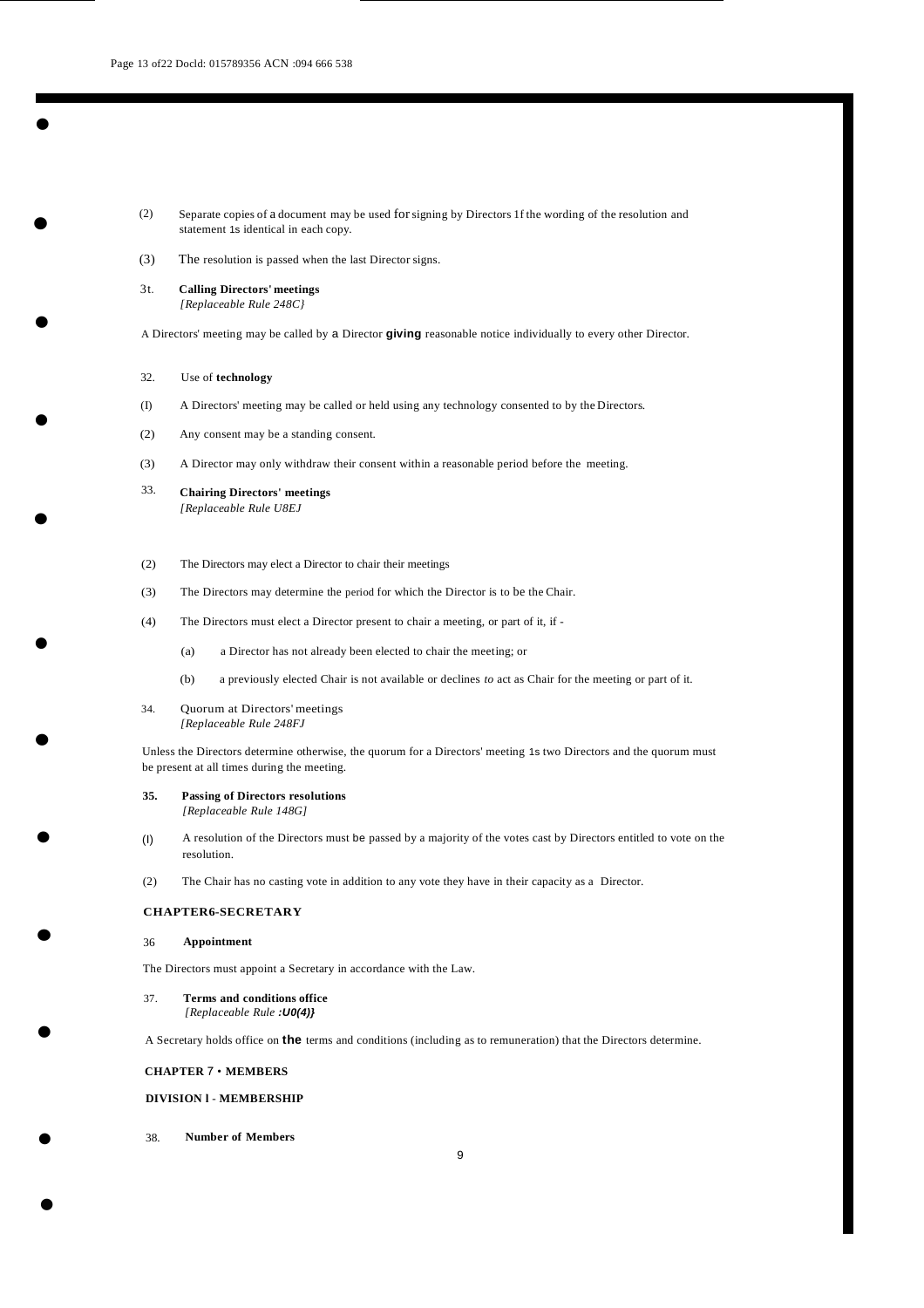(2) Separate copies of a document may be used for signing by Directors 1f the wording of the resolution and statement 1s identical in each copy.

(3) The resolution is passed when the last Director signs.

**3t. Calling Directors' meetings**
*[Replaceable Rule 248C}*

A Directors' meeting may be called by a Director **giving** reasonable notice individually to every other Director.

32. Use of **technology**

(I) A Directors' meeting may be called or held using any technology consented to by the Directors.

(2) Any consent may be a standing consent.

(3) A Director may only withdraw their consent within a reasonable period before the meeting.

**33. Chairing Directors' meetings**
*[Replaceable Rule U8EJ*

(2) The Directors may elect a Director to chair their meetings

(3) The Directors may determine the period for which the Director is to be the Chair.

(4) The Directors must elect a Director present to chair a meeting, or part of it, if -

(a) a Director has not already been elected to chair the meeting; or

(b) a previously elected Chair is not available or declines *to* act as Chair for the meeting or part of it.

34. Quorum at Directors' meetings
*[Replaceable Rule 248FJ*

Unless the Directors determine otherwise, the quorum for a Directors' meeting 1s two Directors and the quorum must be present at all times during the meeting.

**35. Passing of Directors resolutions**
*[Replaceable Rule 148G]*

(l) A resolution of the Directors must be passed by a majority of the votes cast by Directors entitled to vote on the resolution.

(2) The Chair has no casting vote in addition to any vote they have in their capacity as a Director.

**CHAPTER6-SECRETARY**

36 **Appointment**

The Directors must appoint a Secretary in accordance with the Law.

37. **Terms and conditions office**
*[Replaceable Rule **:U0(4)}***

A Secretary holds office on **the** terms and conditions (including as to remuneration) that the Directors determine.

**CHAPTER 7 • MEMBERS**

**DIVISION l - MEMBERSHIP**

38. **Number of Members**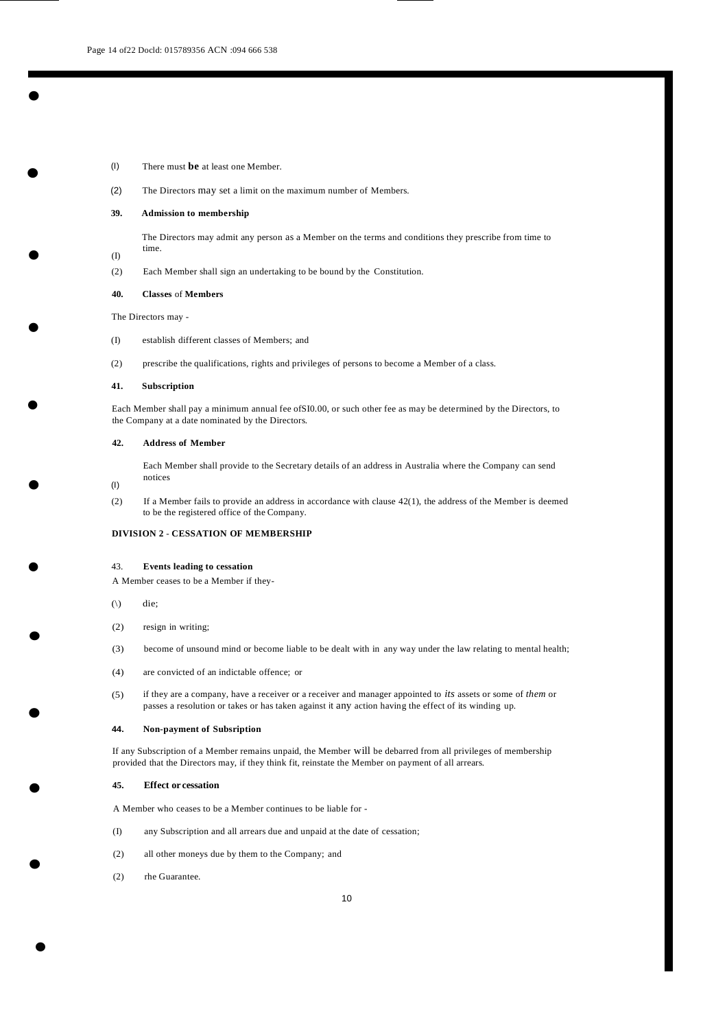(I) There must **be** at least one Member.

(2) The Directors may set a limit on the maximum number of Members.

**39. Admission to membership**

(I) The Directors may admit any person as a Member on the terms and conditions they prescribe from time to time.

(2) Each Member shall sign an undertaking to be bound by the Constitution.

**40. Classes of Members**

The Directors may -

(I) establish different classes of Members; and

(2) prescribe the qualifications, rights and privileges of persons to become a Member of a class.

**41. Subscription**

Each Member shall pay a minimum annual fee ofSI0.00, or such other fee as may be determined by the Directors, to the Company at a date nominated by the Directors.

**42. Address of Member**

(I) Each Member shall provide to the Secretary details of an address in Australia where the Company can send notices

(2) If a Member fails to provide an address in accordance with clause 42(1), the address of the Member is deemed to be the registered office of the Company.

**DIVISION 2 - CESSATION OF MEMBERSHIP**

43. **Events leading to cessation**

A Member ceases to be a Member if they-

(\) die;

(2) resign in writing;

(3) become of unsound mind or become liable to be dealt with in any way under the law relating to mental health;

(4) are convicted of an indictable offence; or

(5) if they are a company, have a receiver or a receiver and manager appointed to *its* assets or some of *them* or passes a resolution or takes or has taken against it any action having the effect of its winding up.

**44. Non-payment of Subsription**

If any Subscription of a Member remains unpaid, the Member will be debarred from all privileges of membership provided that the Directors may, if they think fit, reinstate the Member on payment of all arrears.

**45. Effect or cessation**

A Member who ceases to be a Member continues to be liable for -

(I) any Subscription and all arrears due and unpaid at the date of cessation;

(2) all other moneys due by them to the Company; and

(2) rhe Guarantee.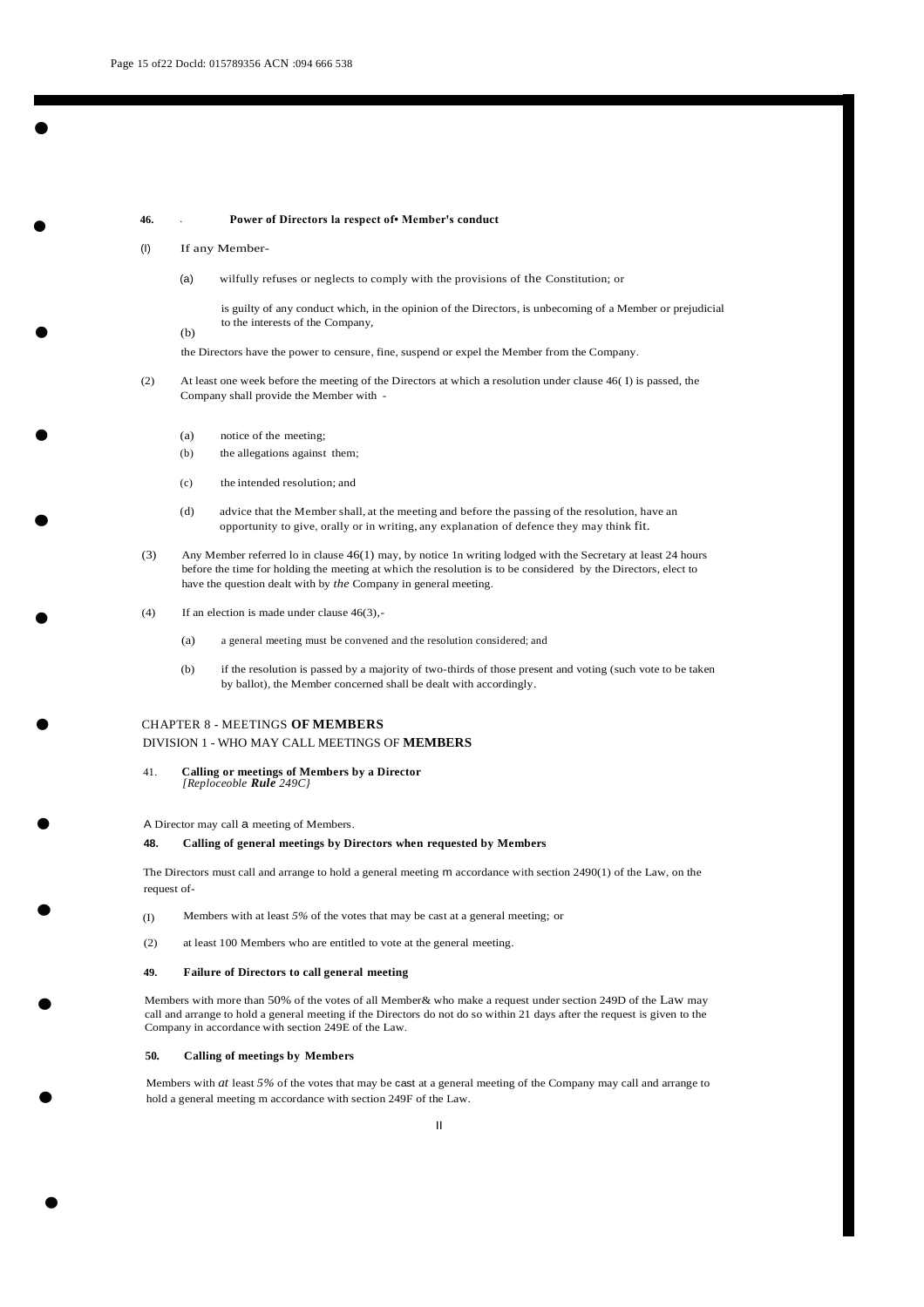**46. Power of Directors la respect of• Member's conduct**

(l) If any Member-

(a) wilfully refuses or neglects to comply with the provisions of the Constitution; or

(b) is guilty of any conduct which, in the opinion of the Directors, is unbecoming of a Member or prejudicial to the interests of the Company,

the Directors have the power to censure, fine, suspend or expel the Member from the Company.

(2) At least one week before the meeting of the Directors at which a resolution under clause 46( I) is passed, the Company shall provide the Member with -

(a) notice of the meeting;

(b) the allegations against them;

(c) the intended resolution; and

(d) advice that the Member shall, at the meeting and before the passing of the resolution, have an opportunity to give, orally or in writing, any explanation of defence they may think fit.

(3) Any Member referred lo in clause 46(1) may, by notice 1n writing lodged with the Secretary at least 24 hours before the time for holding the meeting at which the resolution is to be considered by the Directors, elect to have the question dealt with by *the* Company in general meeting.

(4) If an election is made under clause 46(3),-

(a) a general meeting must be convened and the resolution considered; and

(b) if the resolution is passed by a majority of two-thirds of those present and voting (such vote to be taken by ballot), the Member concerned shall be dealt with accordingly.

## CHAPTER 8 - MEETINGS OF MEMBERS

### DIVISION 1 - WHO MAY CALL MEETINGS OF MEMBERS

41. **Calling or meetings of Members by a Director**
*[Reploceoble **Rule** 249C}*

A Director may call a meeting of Members.

**48. Calling of general meetings by Directors when requested by Members**

The Directors must call and arrange to hold a general meeting m accordance with section 2490(1) of the Law, on the request of-

(I) Members with at least *5%* of the votes that may be cast at a general meeting; or

(2) at least 100 Members who are entitled to vote at the general meeting.

**49. Failure of Directors to call general meeting**

Members with more than 50% of the votes of all Member& who make a request under section 249D of the Law may call and arrange to hold a general meeting if the Directors do not do so within 21 days after the request is given to the Company in accordance with section 249E of the Law.

**50. Calling of meetings by Members**

Members with *at* least *5%* of the votes that may be cast at a general meeting of the Company may call and arrange to hold a general meeting m accordance with section 249F of the Law.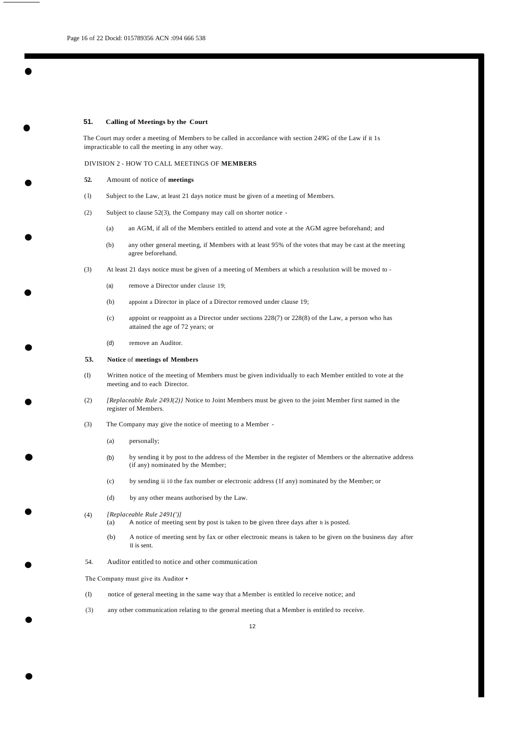**51. Calling of Meetings by the Court**

The Court may order a meeting of Members to be called in accordance with section 249G of the Law if it 1s impracticable to call the meeting in any other way.

DIVISION 2 - HOW TO CALL MEETINGS OF **MEMBERS**

**52.** Amount of notice of **meetings**

(1) Subject to the Law, at least 21 days notice must be given of a meeting of Members.

(2) Subject to clause 52(3), the Company may call on shorter notice -

(a) an AGM, if all of the Members entitled to attend and vote at the AGM agree beforehand; and

(b) any other general meeting, if Members with at least 95% of the votes that may be cast at the meeting agree beforehand.

(3) At least 21 days notice must be given of a meeting of Members at which a resolution will be moved to -

(a) remove a Director under clause 19;

(b) appoint a Director in place of a Director removed under clause 19;

(c) appoint or reappoint as a Director under sections 228(7) or 228(8) of the Law, a person who has attained the age of 72 years; or

(d) remove an Auditor.

**53. Notice of meetings of Members**

(1) Written notice of the meeting of Members must be given individually to each Member entitled to vote at the meeting and to each Director.

(2) *[Replaceable Rule 249J(2)}* Notice to Joint Members must be given to the joint Member first named in the register of Members.

(3) The Company may give the notice of meeting to a Member -

(a) personally;

(b) by sending it by post to the address of the Member in the register of Members or the alternative address (if any) nominated by the Member;

(c) by sending ii 10 the fax number or electronic address (1f any) nominated by the Member; or

(d) by any other means authorised by the Law.

(4) *[Replaceable Rule 2491(')]*

(a) A notice of meeting sent by post is taken to be given three days after It is posted.

(b) A notice of meeting sent by fax or other electronic means is taken to be given on the business day after II is sent.

54. Auditor entitled to notice and other communication

The Company must give its Auditor •

(1) notice of general meeting in the same way that a Member is entitled lo receive notice; and

(3) any other communication relating to the general meeting that a Member is entitled to receive.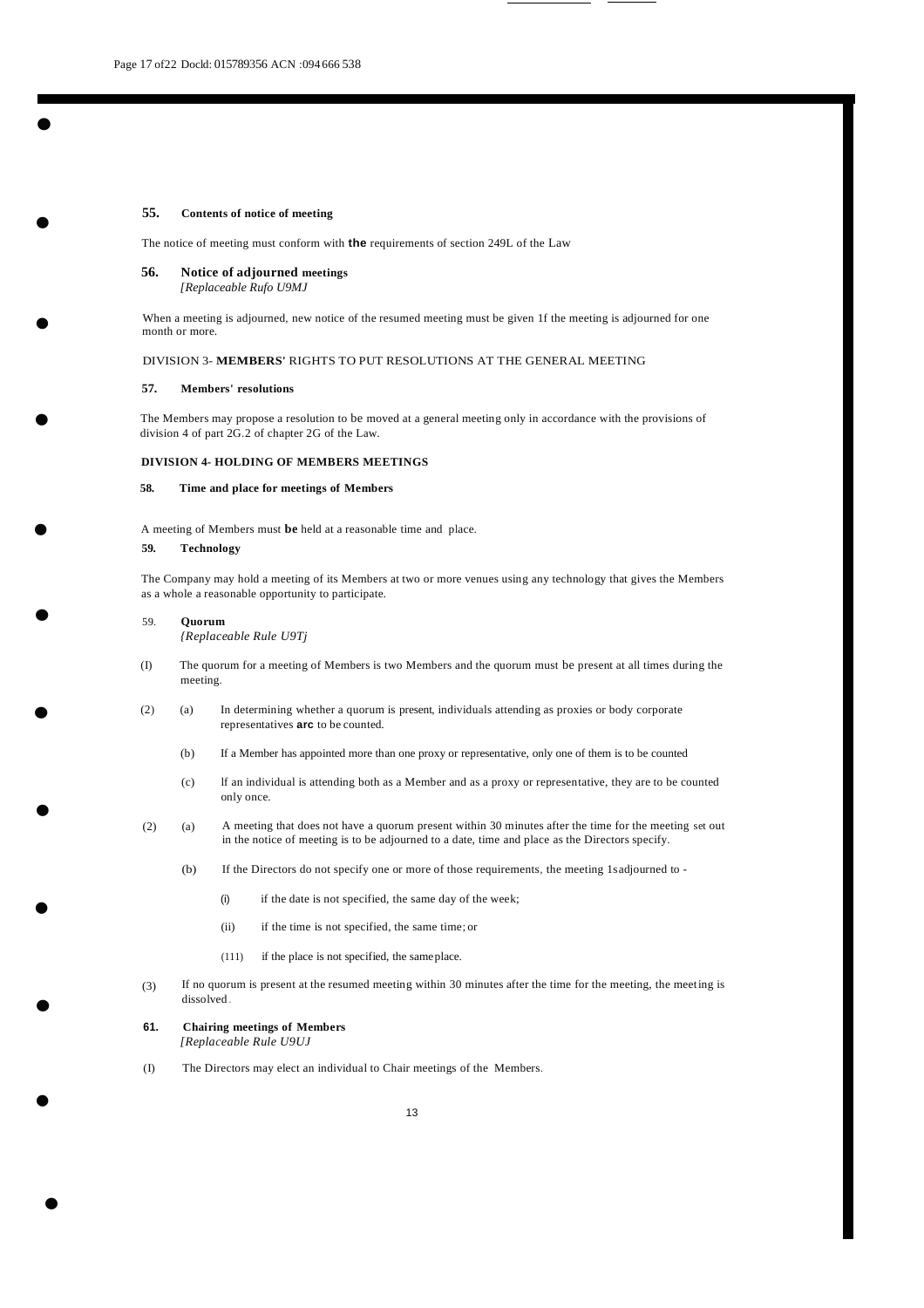## 55. Contents of notice of meeting

The notice of meeting must conform with **the** requirements of section 249L of the Law

## 56. Notice of adjourned meetings

*[Replaceable Rufo U9MJ*

When a meeting is adjourned, new notice of the resumed meeting must be given 1f the meeting is adjourned for one month or more.

DIVISION 3- **MEMBERS'** RIGHTS TO PUT RESOLUTIONS AT THE GENERAL MEETING

## 57. Members' resolutions

The Members may propose a resolution to be moved at a general meeting only in accordance with the provisions of division 4 of part 2G.2 of chapter 2G of the Law.

**DIVISION 4- HOLDING OF MEMBERS MEETINGS**

## 58. Time and place for meetings of Members

A meeting of Members must **be** held at a reasonable time and place.

## 59. Technology

The Company may hold a meeting of its Members at two or more venues using any technology that gives the Members as a whole a reasonable opportunity to participate.

## 59. Quorum

*{Replaceable Rule U9Tj*

(I) The quorum for a meeting of Members is two Members and the quorum must be present at all times during the meeting.

(2) (a) In determining whether a quorum is present, individuals attending as proxies or body corporate representatives **arc** to be counted.

(b) If a Member has appointed more than one proxy or representative, only one of them is to be counted

(c) lf an individual is attending both as a Member and as a proxy or representative, they are to be counted only once.

(2) (a) A meeting that does not have a quorum present within 30 minutes after the time for the meeting set out in the notice of meeting is to be adjourned to a date, time and place as the Directors specify.

(b) If the Directors do not specify one or more of those requirements, the meeting 1s adjourned to -

(i) if the date is not specified, the same day of the week;

(ii) if the time is not specified, the same time; or

(111) if the place is not specified, the same place.

(3) If no quorum is present at the resumed meeting within 30 minutes after the time for the meeting, the meeting is dissolved.

## 61. Chairing meetings of Members

*[Replaceable Rule U9UJ*

(I) The Directors may elect an individual to Chair meetings of the Members.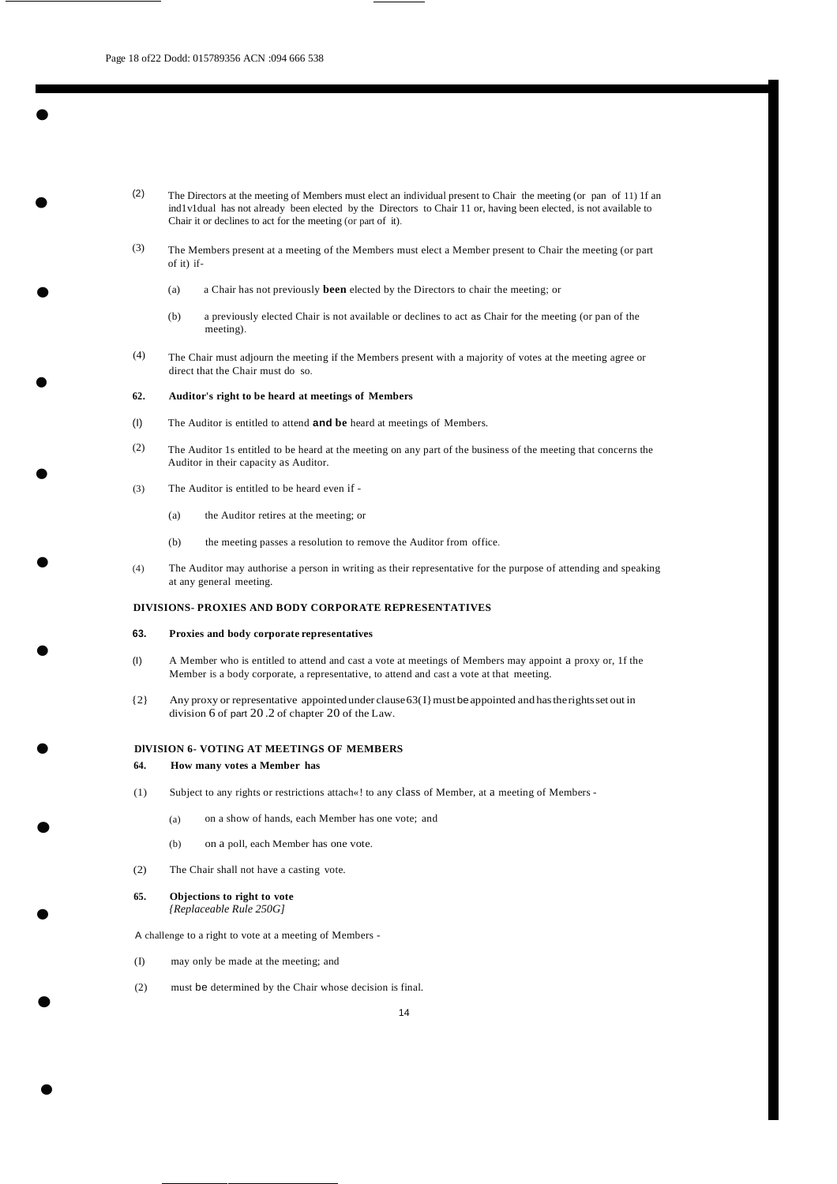(2) The Directors at the meeting of Members must elect an individual present to Chair the meeting (or pan of 11) 1f an ind1v1dual has not already been elected by the Directors to Chair 11 or, having been elected, is not available to Chair it or declines to act for the meeting (or part of it).

(3) The Members present at a meeting of the Members must elect a Member present to Chair the meeting (or part of it) if-

(a) a Chair has not previously **been** elected by the Directors to chair the meeting; or

(b) a previously elected Chair is not available or declines to act as Chair for the meeting (or pan of the meeting).

(4) The Chair must adjourn the meeting if the Members present with a majority of votes at the meeting agree or direct that the Chair must do so.

**62. Auditor's right to be heard at meetings of Members**

(l) The Auditor is entitled to attend **and be** heard at meetings of Members.

(2) The Auditor 1s entitled to be heard at the meeting on any part of the business of the meeting that concerns the Auditor in their capacity as Auditor.

(3) The Auditor is entitled to be heard even if -

(a) the Auditor retires at the meeting; or

(b) the meeting passes a resolution to remove the Auditor from office.

(4) The Auditor may authorise a person in writing as their representative for the purpose of attending and speaking at any general meeting.

**DIVISIONS- PROXIES AND BODY CORPORATE REPRESENTATIVES**

**63. Proxies and body corporate representatives**

(l) A Member who is entitled to attend and cast a vote at meetings of Members may appoint a proxy or, 1f the Member is a body corporate, a representative, to attend and cast a vote at that meeting.

{2} Any proxy or representative appointed under clause 63(I} must be appointed and has the rights set out in division 6 of part 20 .2 of chapter 20 of the Law.

**DIVISION 6- VOTING AT MEETINGS OF MEMBERS**

**64. How many votes a Member has**

(1) Subject to any rights or restrictions attach«! to any class of Member, at a meeting of Members -

(a) on a show of hands, each Member has one vote; and

(b) on a poll, each Member has one vote.

(2) The Chair shall not have a casting vote.

**65. Objections to right to vote**
*{Replaceable Rule 250G]*

A challenge to a right to vote at a meeting of Members -

(I) may only be made at the meeting; and

(2) must be determined by the Chair whose decision is final.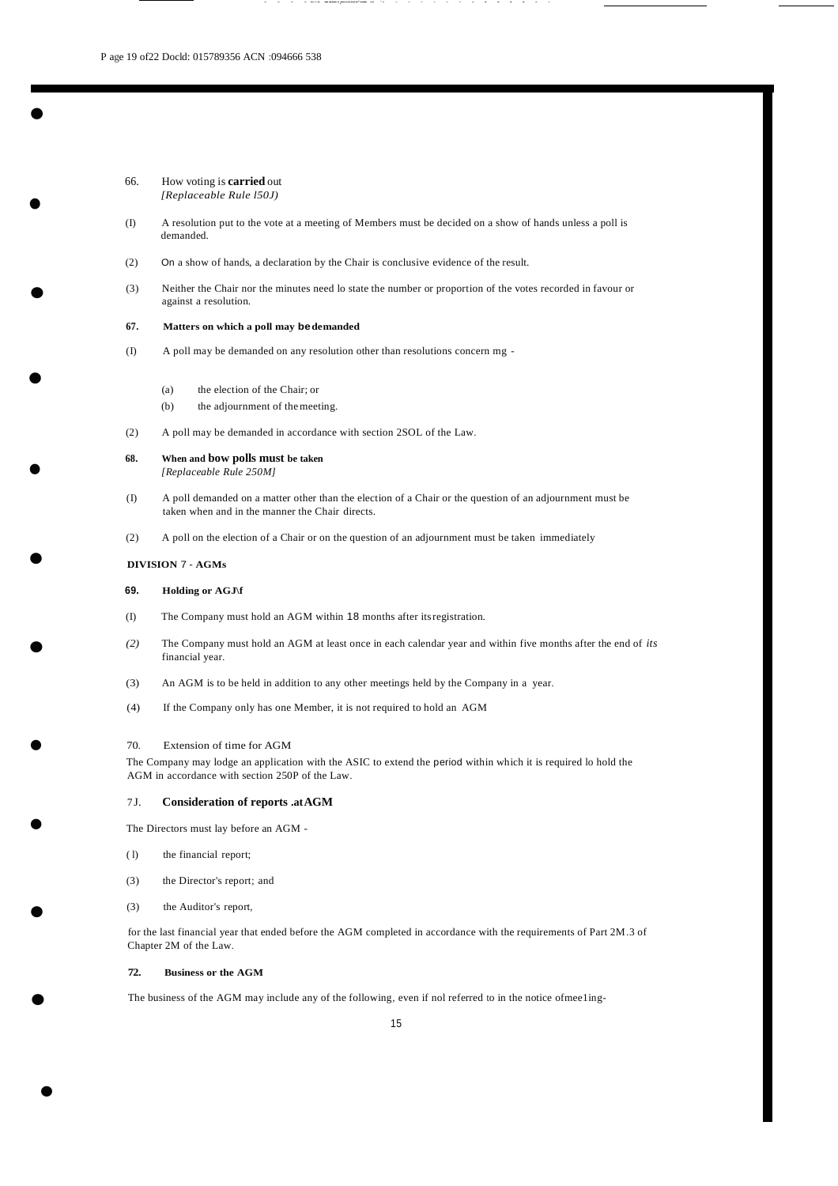66. How voting is **carried** out
*[Replaceable Rule l50J)*

(I) A resolution put to the vote at a meeting of Members must be decided on a show of hands unless a poll is demanded.

(2) On a show of hands, a declaration by the Chair is conclusive evidence of the result.

(3) Neither the Chair nor the minutes need lo state the number or proportion of the votes recorded in favour or against a resolution.

**67. Matters on which a poll may be demanded**

(I) A poll may be demanded on any resolution other than resolutions concern mg -

(a) the election of the Chair; or

(b) the adjournment of the meeting.

(2) A poll may be demanded in accordance with section 2SOL of the Law.

**68. When and bow polls must be taken**
*[Replaceable Rule 250M]*

(I) A poll demanded on a matter other than the election of a Chair or the question of an adjournment must be taken when and in the manner the Chair directs.

(2) A poll on the election of a Chair or on the question of an adjournment must be taken immediately

**DIVISION 7 - AGMs**

**69. Holding or AGJ\f**

(I) The Company must hold an AGM within 18 months after its registration.

*(2)* The Company must hold an AGM at least once in each calendar year and within five months after the end of *its* financial year.

(3) An AGM is to be held in addition to any other meetings held by the Company in a year.

(4) If the Company only has one Member, it is not required to hold an AGM

70. Extension of time for AGM

The Company may lodge an application with the ASIC to extend the period within which it is required lo hold the AGM in accordance with section 250P of the Law.

7J. **Consideration of reports .at AGM**

The Directors must lay before an AGM -

(l) the financial report;

(3) the Director's report; and

(3) the Auditor's report,

for the last financial year that ended before the AGM completed in accordance with the requirements of Part 2M.3 of Chapter 2M of the Law.

**72. Business or the AGM**

The business of the AGM may include any of the following, even if nol referred to in the notice ofmee1ing-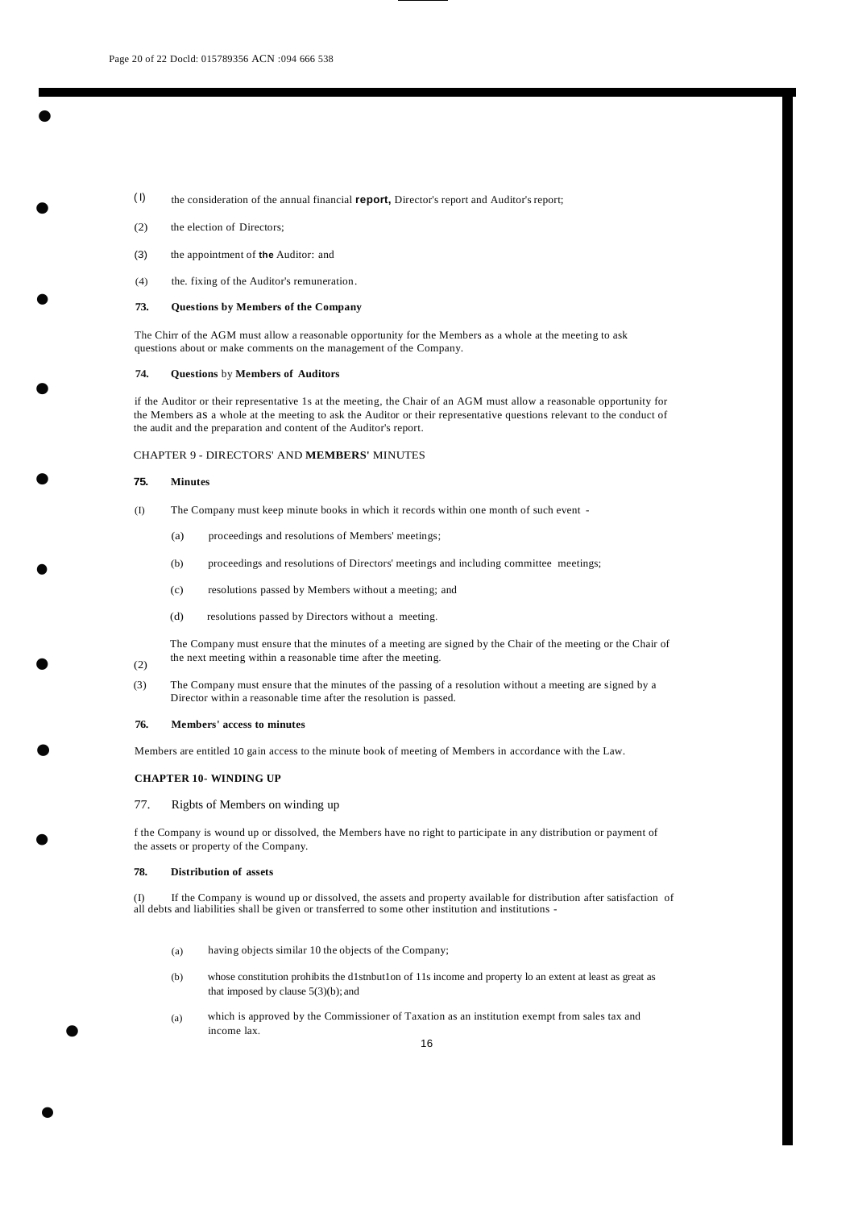(1) the consideration of the annual financial **report,** Director's report and Auditor's report;

(2) the election of Directors;

(3) the appointment of **the** Auditor: and

(4) the. fixing of the Auditor's remuneration.

**73. Questions by Members of the Company**

The Chirr of the AGM must allow a reasonable opportunity for the Members as a whole at the meeting to ask questions about or make comments on the management of the Company.

**74. Questions** by **Members of Auditors**

if the Auditor or their representative 1s at the meeting, the Chair of an AGM must allow a reasonable opportunity for the Members as a whole at the meeting to ask the Auditor or their representative questions relevant to the conduct of the audit and the preparation and content of the Auditor's report.

CHAPTER 9 - DIRECTORS' AND **MEMBERS'** MINUTES

**75. Minutes**

(I) The Company must keep minute books in which it records within one month of such event -

- (a) proceedings and resolutions of Members' meetings;
- (b) proceedings and resolutions of Directors' meetings and including committee meetings;
- (c) resolutions passed by Members without a meeting; and
- (d) resolutions passed by Directors without a meeting.

(2) The Company must ensure that the minutes of a meeting are signed by the Chair of the meeting or the Chair of the next meeting within a reasonable time after the meeting.

(3) The Company must ensure that the minutes of the passing of a resolution without a meeting are signed by a Director within a reasonable time after the resolution is passed.

**76. Members' access to minutes**

Members are entitled 10 gain access to the minute book of meeting of Members in accordance with the Law.

**CHAPTER 10- WINDING UP**

77. Rigbts of Members on winding up

f the Company is wound up or dissolved, the Members have no right to participate in any distribution or payment of the assets or property of the Company.

**78. Distribution of assets**

(I) If the Company is wound up or dissolved, the assets and property available for distribution after satisfaction of all debts and liabilities shall be given or transferred to some other institution and institutions -

- (a) having objects similar 10 the objects of the Company;
- (b) whose constitution prohibits the d1stnbut1on of 11s income and property lo an extent at least as great as that imposed by clause 5(3)(b); and
- (a) which is approved by the Commissioner of Taxation as an institution exempt from sales tax and income lax.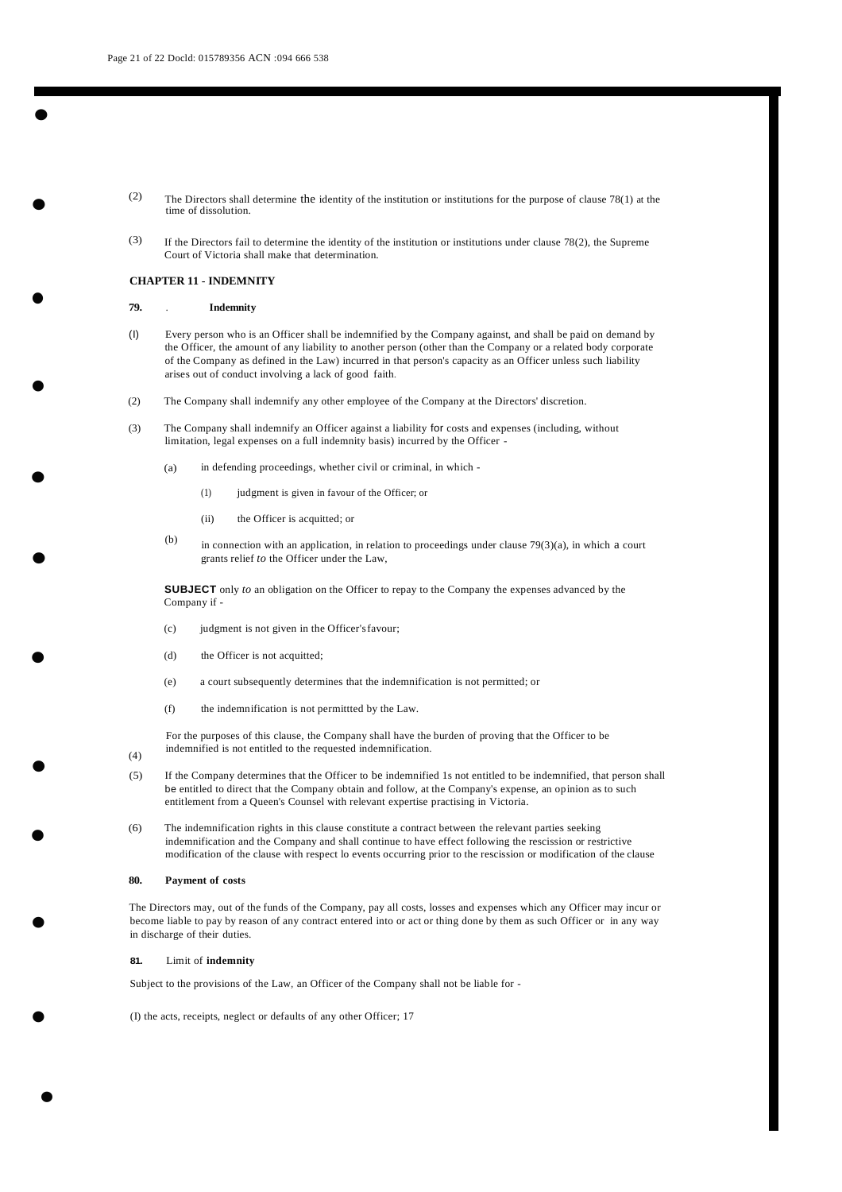(2) The Directors shall determine the identity of the institution or institutions for the purpose of clause 78(1) at the time of dissolution.

(3) If the Directors fail to determine the identity of the institution or institutions under clause 78(2), the Supreme Court of Victoria shall make that determination.

## CHAPTER 11 - INDEMNITY

### 79. Indemnity

(l) Every person who is an Officer shall be indemnified by the Company against, and shall be paid on demand by the Officer, the amount of any liability to another person (other than the Company or a related body corporate of the Company as defined in the Law) incurred in that person's capacity as an Officer unless such liability arises out of conduct involving a lack of good faith.

(2) The Company shall indemnify any other employee of the Company at the Directors' discretion.

(3) The Company shall indemnify an Officer against a liability for costs and expenses (including, without limitation, legal expenses on a full indemnity basis) incurred by the Officer -

- (a) in defending proceedings, whether civil or criminal, in which -
  - (1) judgment is given in favour of the Officer; or
  - (ii) the Officer is acquitted; or
- (b) in connection with an application, in relation to proceedings under clause 79(3)(a), in which a court grants relief *to* the Officer under the Law,

**SUBJECT** only *to* an obligation on the Officer to repay to the Company the expenses advanced by the Company if -

- (c) judgment is not given in the Officer's favour;
- (d) the Officer is not acquitted;
- (e) a court subsequently determines that the indemnification is not permitted; or
- (f) the indemnification is not permittted by the Law.

(4) For the purposes of this clause, the Company shall have the burden of proving that the Officer to be indemnified is not entitled to the requested indemnification.

(5) If the Company determines that the Officer to be indemnified 1s not entitled to be indemnified, that person shall be entitled to direct that the Company obtain and follow, at the Company's expense, an opinion as to such entitlement from a Queen's Counsel with relevant expertise practising in Victoria.

(6) The indemnification rights in this clause constitute a contract between the relevant parties seeking indemnification and the Company and shall continue to have effect following the rescission or restrictive modification of the clause with respect lo events occurring prior to the rescission or modification of the clause

### 80. Payment of costs

The Directors may, out of the funds of the Company, pay all costs, losses and expenses which any Officer may incur or become liable to pay by reason of any contract entered into or act or thing done by them as such Officer or in any way in discharge of their duties.

### 81. Limit of indemnity

Subject to the provisions of the Law, an Officer of the Company shall not be liable for -

(I) the acts, receipts, neglect or defaults of any other Officer; 17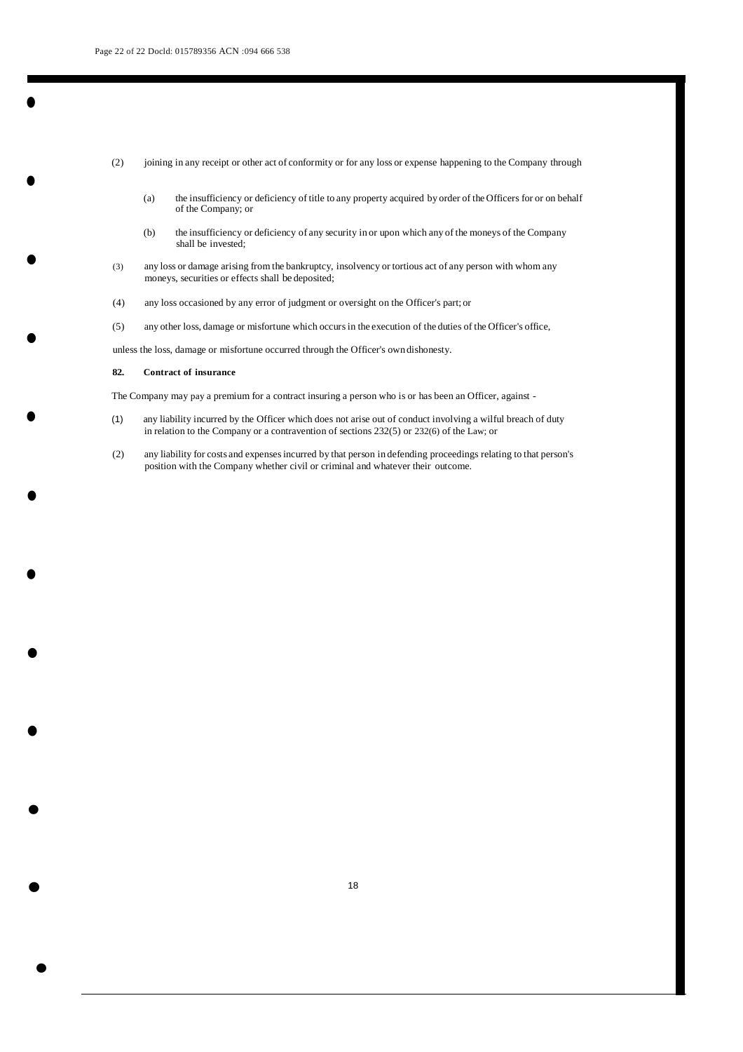(2) joining in any receipt or other act of conformity or for any loss or expense happening to the Company through

  (a) the insufficiency or deficiency of title to any property acquired by order of the Officers for or on behalf of the Company; or

  (b) the insufficiency or deficiency of any security in or upon which any of the moneys of the Company shall be invested;

(3) any loss or damage arising from the bankruptcy, insolvency or tortious act of any person with whom any moneys, securities or effects shall be deposited;

(4) any loss occasioned by any error of judgment or oversight on the Officer's part; or

(5) any other loss, damage or misfortune which occurs in the execution of the duties of the Officer's office,

unless the loss, damage or misfortune occurred through the Officer's own dishonesty.

**82. Contract of insurance**

The Company may pay a premium for a contract insuring a person who is or has been an Officer, against -

(1) any liability incurred by the Officer which does not arise out of conduct involving a wilful breach of duty in relation to the Company or a contravention of sections 232(5) or 232(6) of the Law; or

(2) any liability for costs and expenses incurred by that person in defending proceedings relating to that person's position with the Company whether civil or criminal and whatever their outcome.